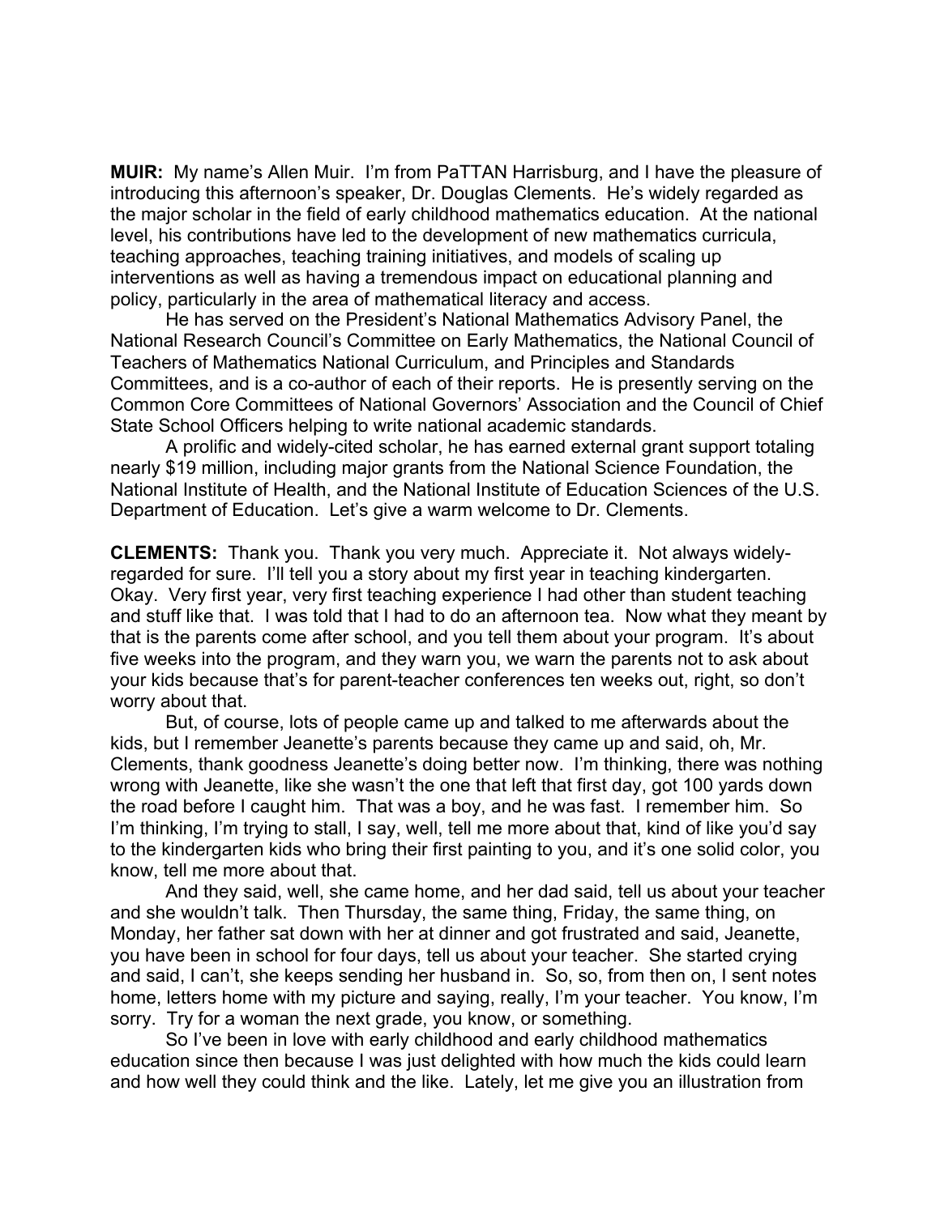**MUIR:** My name's Allen Muir. I'm from PaTTAN Harrisburg, and I have the pleasure of introducing this afternoon's speaker, Dr. Douglas Clements. He's widely regarded as the major scholar in the field of early childhood mathematics education. At the national level, his contributions have led to the development of new mathematics curricula, teaching approaches, teaching training initiatives, and models of scaling up interventions as well as having a tremendous impact on educational planning and policy, particularly in the area of mathematical literacy and access.

He has served on the President's National Mathematics Advisory Panel, the National Research Council's Committee on Early Mathematics, the National Council of Teachers of Mathematics National Curriculum, and Principles and Standards Committees, and is a co-author of each of their reports. He is presently serving on the Common Core Committees of National Governors' Association and the Council of Chief State School Officers helping to write national academic standards.

A prolific and widely-cited scholar, he has earned external grant support totaling nearly $19 million, including major grants from the National Science Foundation, the National Institute of Health, and the National Institute of Education Sciences of the U.S. Department of Education. Let's give a warm welcome to Dr. Clements.

**CLEMENTS:** Thank you. Thank you very much. Appreciate it. Not always widely-regarded for sure. I'll tell you a story about my first year in teaching kindergarten. Okay. Very first year, very first teaching experience I had other than student teaching and stuff like that. I was told that I had to do an afternoon tea. Now what they meant by that is the parents come after school, and you tell them about your program. It's about five weeks into the program, and they warn you, we warn the parents not to ask about your kids because that's for parent-teacher conferences ten weeks out, right, so don't worry about that.

But, of course, lots of people came up and talked to me afterwards about the kids, but I remember Jeanette's parents because they came up and said, oh, Mr. Clements, thank goodness Jeanette's doing better now. I'm thinking, there was nothing wrong with Jeanette, like she wasn't the one that left that first day, got 100 yards down the road before I caught him. That was a boy, and he was fast. I remember him. So I'm thinking, I'm trying to stall, I say, well, tell me more about that, kind of like you'd say to the kindergarten kids who bring their first painting to you, and it's one solid color, you know, tell me more about that.

And they said, well, she came home, and her dad said, tell us about your teacher and she wouldn't talk. Then Thursday, the same thing, Friday, the same thing, on Monday, her father sat down with her at dinner and got frustrated and said, Jeanette, you have been in school for four days, tell us about your teacher. She started crying and said, I can't, she keeps sending her husband in. So, so, from then on, I sent notes home, letters home with my picture and saying, really, I'm your teacher. You know, I'm sorry. Try for a woman the next grade, you know, or something.

So I've been in love with early childhood and early childhood mathematics education since then because I was just delighted with how much the kids could learn and how well they could think and the like. Lately, let me give you an illustration from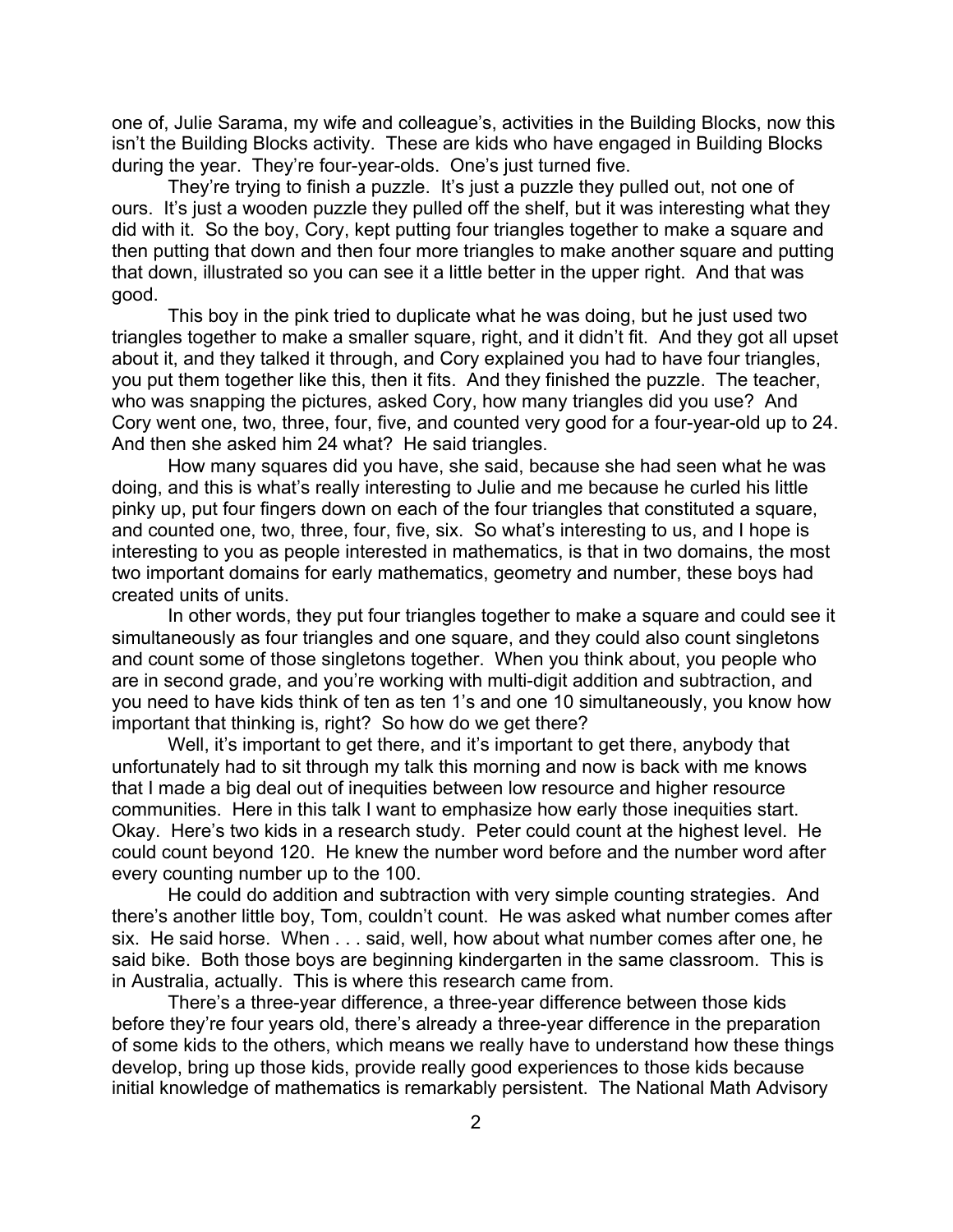one of, Julie Sarama, my wife and colleague's, activities in the Building Blocks, now this isn't the Building Blocks activity. These are kids who have engaged in Building Blocks during the year. They're four-year-olds. One's just turned five.

They're trying to finish a puzzle. It's just a puzzle they pulled out, not one of ours. It's just a wooden puzzle they pulled off the shelf, but it was interesting what they did with it. So the boy, Cory, kept putting four triangles together to make a square and then putting that down and then four more triangles to make another square and putting that down, illustrated so you can see it a little better in the upper right. And that was good.

This boy in the pink tried to duplicate what he was doing, but he just used two triangles together to make a smaller square, right, and it didn't fit. And they got all upset about it, and they talked it through, and Cory explained you had to have four triangles, you put them together like this, then it fits. And they finished the puzzle. The teacher, who was snapping the pictures, asked Cory, how many triangles did you use? And Cory went one, two, three, four, five, and counted very good for a four-year-old up to 24. And then she asked him 24 what? He said triangles.

How many squares did you have, she said, because she had seen what he was doing, and this is what's really interesting to Julie and me because he curled his little pinky up, put four fingers down on each of the four triangles that constituted a square, and counted one, two, three, four, five, six. So what's interesting to us, and I hope is interesting to you as people interested in mathematics, is that in two domains, the most two important domains for early mathematics, geometry and number, these boys had created units of units.

In other words, they put four triangles together to make a square and could see it simultaneously as four triangles and one square, and they could also count singletons and count some of those singletons together. When you think about, you people who are in second grade, and you're working with multi-digit addition and subtraction, and you need to have kids think of ten as ten 1's and one 10 simultaneously, you know how important that thinking is, right? So how do we get there?

Well, it's important to get there, and it's important to get there, anybody that unfortunately had to sit through my talk this morning and now is back with me knows that I made a big deal out of inequities between low resource and higher resource communities. Here in this talk I want to emphasize how early those inequities start. Okay. Here's two kids in a research study. Peter could count at the highest level. He could count beyond 120. He knew the number word before and the number word after every counting number up to the 100.

He could do addition and subtraction with very simple counting strategies. And there's another little boy, Tom, couldn't count. He was asked what number comes after six. He said horse. When . . . said, well, how about what number comes after one, he said bike. Both those boys are beginning kindergarten in the same classroom. This is in Australia, actually. This is where this research came from.

There's a three-year difference, a three-year difference between those kids before they're four years old, there's already a three-year difference in the preparation of some kids to the others, which means we really have to understand how these things develop, bring up those kids, provide really good experiences to those kids because initial knowledge of mathematics is remarkably persistent. The National Math Advisory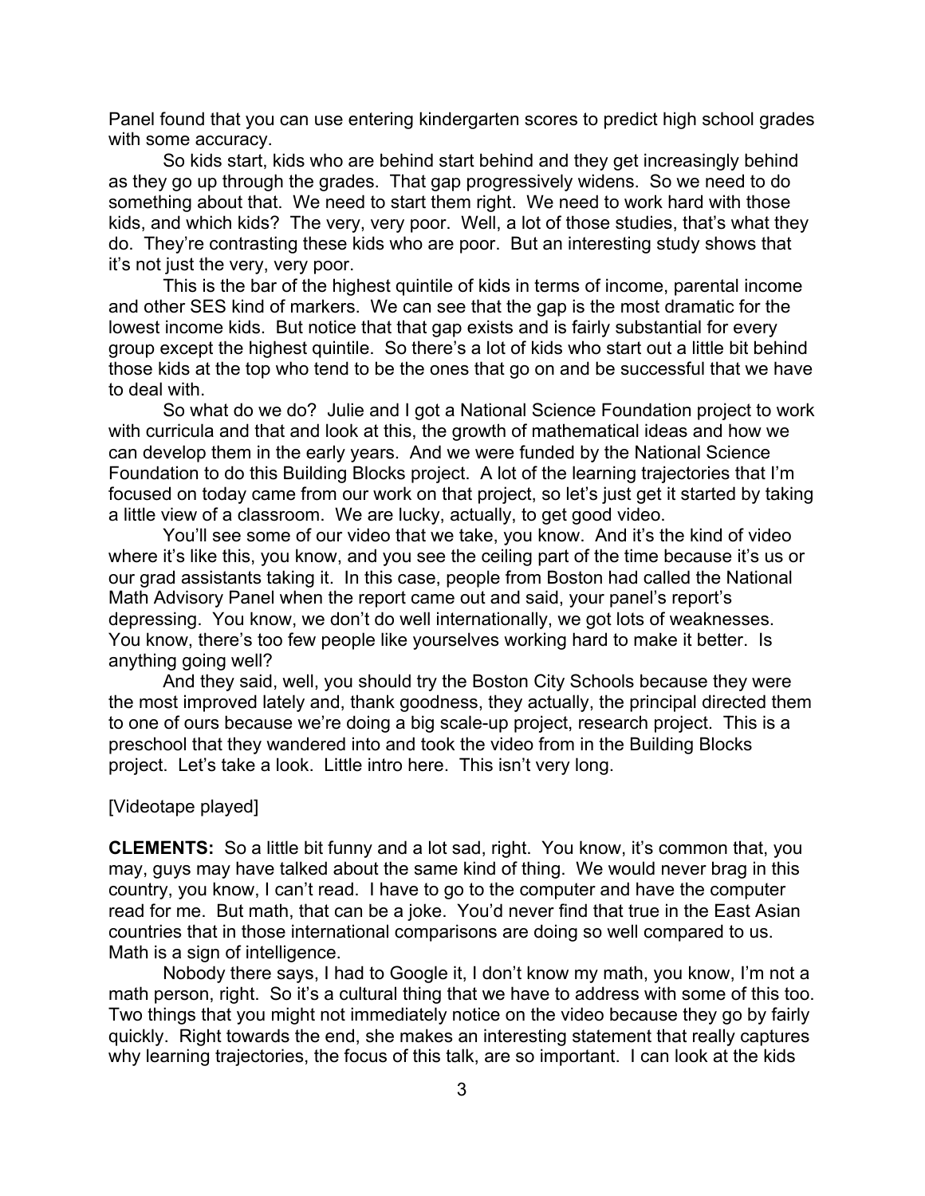Panel found that you can use entering kindergarten scores to predict high school grades with some accuracy.

So kids start, kids who are behind start behind and they get increasingly behind as they go up through the grades. That gap progressively widens. So we need to do something about that. We need to start them right. We need to work hard with those kids, and which kids? The very, very poor. Well, a lot of those studies, that's what they do. They're contrasting these kids who are poor. But an interesting study shows that it's not just the very, very poor.

This is the bar of the highest quintile of kids in terms of income, parental income and other SES kind of markers. We can see that the gap is the most dramatic for the lowest income kids. But notice that that gap exists and is fairly substantial for every group except the highest quintile. So there's a lot of kids who start out a little bit behind those kids at the top who tend to be the ones that go on and be successful that we have to deal with.

So what do we do? Julie and I got a National Science Foundation project to work with curricula and that and look at this, the growth of mathematical ideas and how we can develop them in the early years. And we were funded by the National Science Foundation to do this Building Blocks project. A lot of the learning trajectories that I'm focused on today came from our work on that project, so let's just get it started by taking a little view of a classroom. We are lucky, actually, to get good video.

You'll see some of our video that we take, you know. And it's the kind of video where it's like this, you know, and you see the ceiling part of the time because it's us or our grad assistants taking it. In this case, people from Boston had called the National Math Advisory Panel when the report came out and said, your panel's report's depressing. You know, we don't do well internationally, we got lots of weaknesses. You know, there's too few people like yourselves working hard to make it better. Is anything going well?

And they said, well, you should try the Boston City Schools because they were the most improved lately and, thank goodness, they actually, the principal directed them to one of ours because we're doing a big scale-up project, research project. This is a preschool that they wandered into and took the video from in the Building Blocks project. Let's take a look. Little intro here. This isn't very long.

[Videotape played]

**CLEMENTS:** So a little bit funny and a lot sad, right. You know, it's common that, you may, guys may have talked about the same kind of thing. We would never brag in this country, you know, I can't read. I have to go to the computer and have the computer read for me. But math, that can be a joke. You'd never find that true in the East Asian countries that in those international comparisons are doing so well compared to us. Math is a sign of intelligence.

Nobody there says, I had to Google it, I don't know my math, you know, I'm not a math person, right. So it's a cultural thing that we have to address with some of this too. Two things that you might not immediately notice on the video because they go by fairly quickly. Right towards the end, she makes an interesting statement that really captures why learning trajectories, the focus of this talk, are so important. I can look at the kids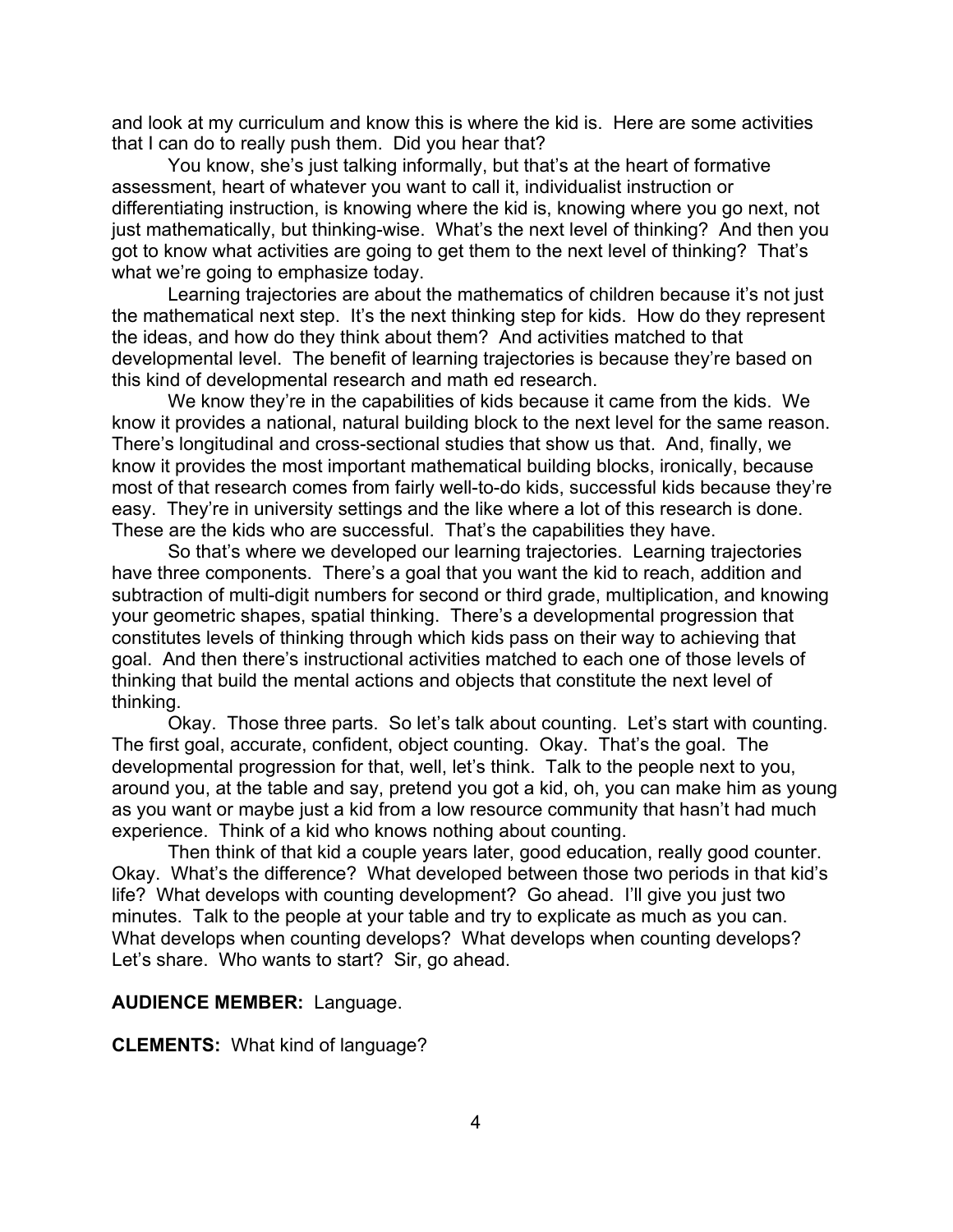and look at my curriculum and know this is where the kid is. Here are some activities that I can do to really push them. Did you hear that?

You know, she's just talking informally, but that's at the heart of formative assessment, heart of whatever you want to call it, individualist instruction or differentiating instruction, is knowing where the kid is, knowing where you go next, not just mathematically, but thinking-wise. What's the next level of thinking? And then you got to know what activities are going to get them to the next level of thinking? That's what we're going to emphasize today.

Learning trajectories are about the mathematics of children because it's not just the mathematical next step. It's the next thinking step for kids. How do they represent the ideas, and how do they think about them? And activities matched to that developmental level. The benefit of learning trajectories is because they're based on this kind of developmental research and math ed research.

We know they're in the capabilities of kids because it came from the kids. We know it provides a national, natural building block to the next level for the same reason. There's longitudinal and cross-sectional studies that show us that. And, finally, we know it provides the most important mathematical building blocks, ironically, because most of that research comes from fairly well-to-do kids, successful kids because they're easy. They're in university settings and the like where a lot of this research is done. These are the kids who are successful. That's the capabilities they have.

So that's where we developed our learning trajectories. Learning trajectories have three components. There's a goal that you want the kid to reach, addition and subtraction of multi-digit numbers for second or third grade, multiplication, and knowing your geometric shapes, spatial thinking. There's a developmental progression that constitutes levels of thinking through which kids pass on their way to achieving that goal. And then there's instructional activities matched to each one of those levels of thinking that build the mental actions and objects that constitute the next level of thinking.

Okay. Those three parts. So let's talk about counting. Let's start with counting. The first goal, accurate, confident, object counting. Okay. That's the goal. The developmental progression for that, well, let's think. Talk to the people next to you, around you, at the table and say, pretend you got a kid, oh, you can make him as young as you want or maybe just a kid from a low resource community that hasn't had much experience. Think of a kid who knows nothing about counting.

Then think of that kid a couple years later, good education, really good counter. Okay. What's the difference? What developed between those two periods in that kid's life? What develops with counting development? Go ahead. I'll give you just two minutes. Talk to the people at your table and try to explicate as much as you can. What develops when counting develops? What develops when counting develops? Let's share. Who wants to start? Sir, go ahead.

**AUDIENCE MEMBER:** Language.

**CLEMENTS:** What kind of language?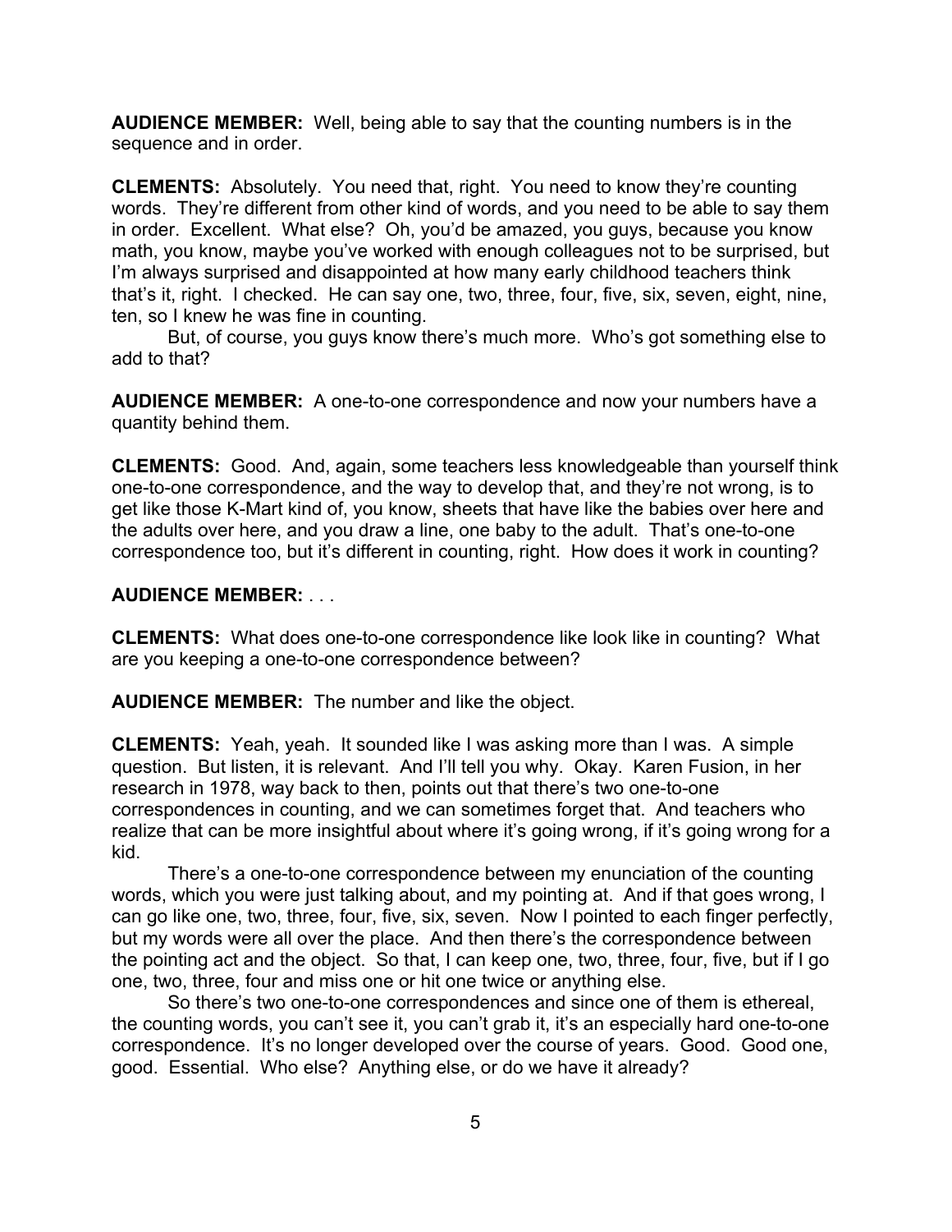**AUDIENCE MEMBER:** Well, being able to say that the counting numbers is in the sequence and in order.

**CLEMENTS:** Absolutely. You need that, right. You need to know they're counting words. They're different from other kind of words, and you need to be able to say them in order. Excellent. What else? Oh, you'd be amazed, you guys, because you know math, you know, maybe you've worked with enough colleagues not to be surprised, but I'm always surprised and disappointed at how many early childhood teachers think that's it, right. I checked. He can say one, two, three, four, five, six, seven, eight, nine, ten, so I knew he was fine in counting.

But, of course, you guys know there's much more. Who's got something else to add to that?

**AUDIENCE MEMBER:** A one-to-one correspondence and now your numbers have a quantity behind them.

**CLEMENTS:** Good. And, again, some teachers less knowledgeable than yourself think one-to-one correspondence, and the way to develop that, and they're not wrong, is to get like those K-Mart kind of, you know, sheets that have like the babies over here and the adults over here, and you draw a line, one baby to the adult. That's one-to-one correspondence too, but it's different in counting, right. How does it work in counting?

**AUDIENCE MEMBER:** . . .

**CLEMENTS:** What does one-to-one correspondence like look like in counting? What are you keeping a one-to-one correspondence between?

**AUDIENCE MEMBER:** The number and like the object.

**CLEMENTS:** Yeah, yeah. It sounded like I was asking more than I was. A simple question. But listen, it is relevant. And I'll tell you why. Okay. Karen Fusion, in her research in 1978, way back to then, points out that there's two one-to-one correspondences in counting, and we can sometimes forget that. And teachers who realize that can be more insightful about where it's going wrong, if it's going wrong for a kid.

There's a one-to-one correspondence between my enunciation of the counting words, which you were just talking about, and my pointing at. And if that goes wrong, I can go like one, two, three, four, five, six, seven. Now I pointed to each finger perfectly, but my words were all over the place. And then there's the correspondence between the pointing act and the object. So that, I can keep one, two, three, four, five, but if I go one, two, three, four and miss one or hit one twice or anything else.

So there's two one-to-one correspondences and since one of them is ethereal, the counting words, you can't see it, you can't grab it, it's an especially hard one-to-one correspondence. It's no longer developed over the course of years. Good. Good one, good. Essential. Who else? Anything else, or do we have it already?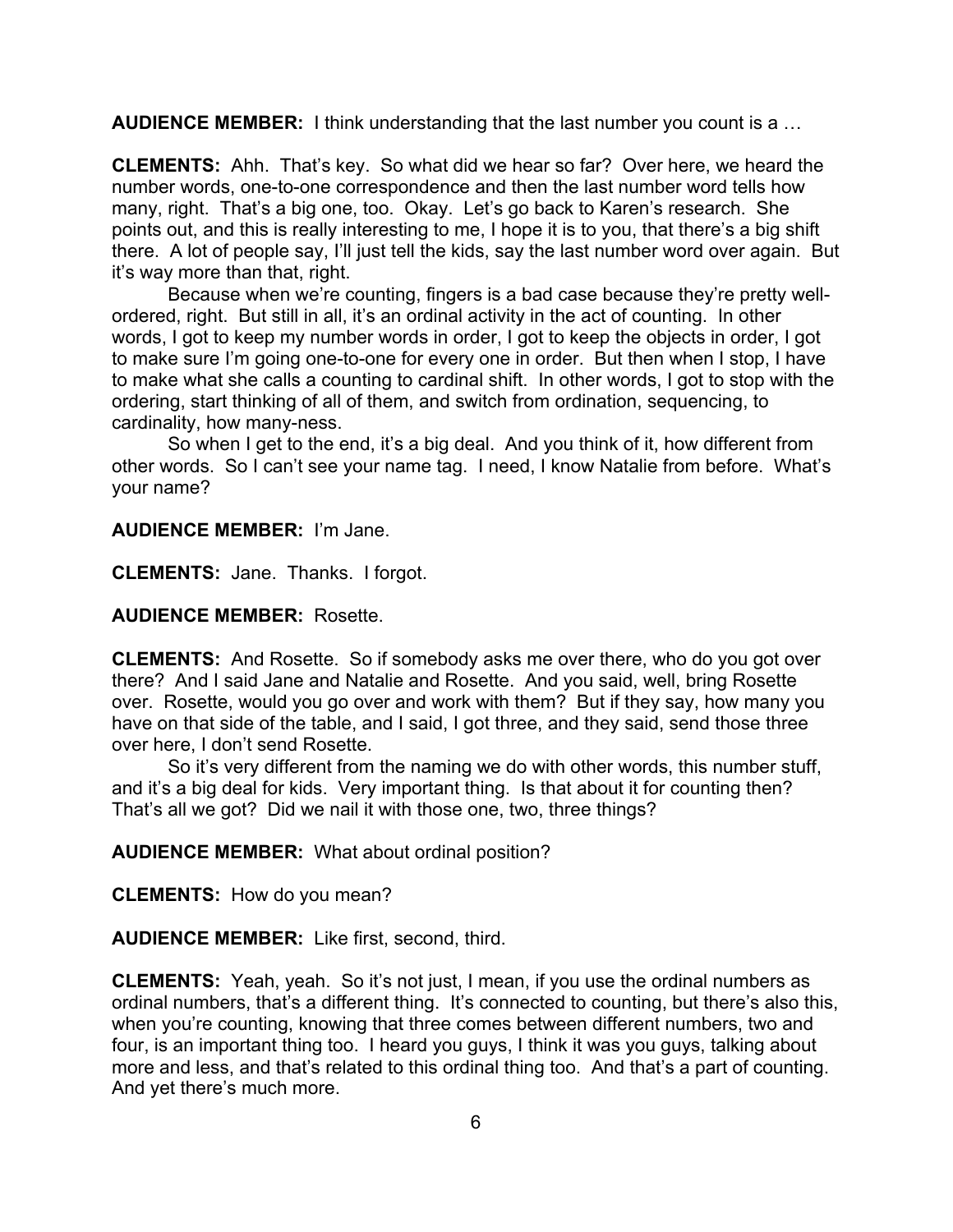**AUDIENCE MEMBER:** I think understanding that the last number you count is a …

**CLEMENTS:** Ahh. That's key. So what did we hear so far? Over here, we heard the number words, one-to-one correspondence and then the last number word tells how many, right. That's a big one, too. Okay. Let's go back to Karen's research. She points out, and this is really interesting to me, I hope it is to you, that there's a big shift there. A lot of people say, I'll just tell the kids, say the last number word over again. But it's way more than that, right.

Because when we're counting, fingers is a bad case because they're pretty well-ordered, right. But still in all, it's an ordinal activity in the act of counting. In other words, I got to keep my number words in order, I got to keep the objects in order, I got to make sure I'm going one-to-one for every one in order. But then when I stop, I have to make what she calls a counting to cardinal shift. In other words, I got to stop with the ordering, start thinking of all of them, and switch from ordination, sequencing, to cardinality, how many-ness.

So when I get to the end, it's a big deal. And you think of it, how different from other words. So I can't see your name tag. I need, I know Natalie from before. What's your name?

**AUDIENCE MEMBER:** I'm Jane.

**CLEMENTS:** Jane. Thanks. I forgot.

**AUDIENCE MEMBER:** Rosette.

**CLEMENTS:** And Rosette. So if somebody asks me over there, who do you got over there? And I said Jane and Natalie and Rosette. And you said, well, bring Rosette over. Rosette, would you go over and work with them? But if they say, how many you have on that side of the table, and I said, I got three, and they said, send those three over here, I don't send Rosette.

So it's very different from the naming we do with other words, this number stuff, and it's a big deal for kids. Very important thing. Is that about it for counting then? That's all we got? Did we nail it with those one, two, three things?

**AUDIENCE MEMBER:** What about ordinal position?

**CLEMENTS:** How do you mean?

**AUDIENCE MEMBER:** Like first, second, third.

**CLEMENTS:** Yeah, yeah. So it's not just, I mean, if you use the ordinal numbers as ordinal numbers, that's a different thing. It's connected to counting, but there's also this, when you're counting, knowing that three comes between different numbers, two and four, is an important thing too. I heard you guys, I think it was you guys, talking about more and less, and that's related to this ordinal thing too. And that's a part of counting. And yet there's much more.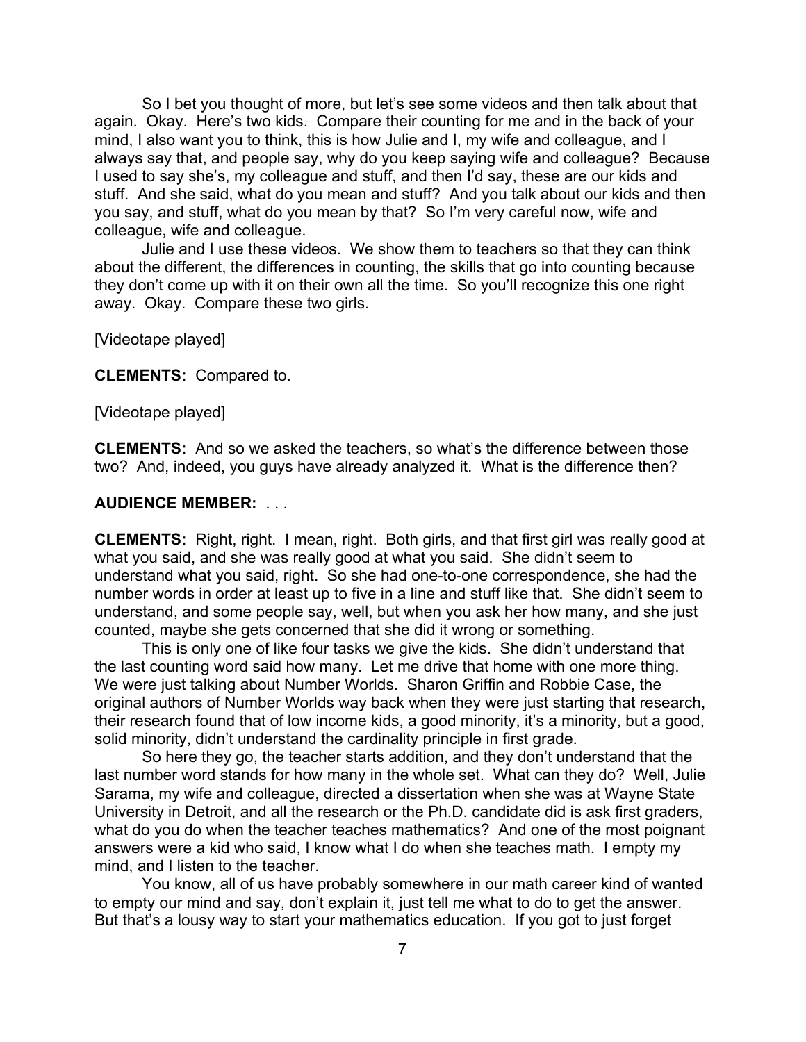So I bet you thought of more, but let's see some videos and then talk about that again. Okay. Here's two kids. Compare their counting for me and in the back of your mind, I also want you to think, this is how Julie and I, my wife and colleague, and I always say that, and people say, why do you keep saying wife and colleague? Because I used to say she's, my colleague and stuff, and then I'd say, these are our kids and stuff. And she said, what do you mean and stuff? And you talk about our kids and then you say, and stuff, what do you mean by that? So I'm very careful now, wife and colleague, wife and colleague.

Julie and I use these videos. We show them to teachers so that they can think about the different, the differences in counting, the skills that go into counting because they don't come up with it on their own all the time. So you'll recognize this one right away. Okay. Compare these two girls.

[Videotape played]

**CLEMENTS:** Compared to.

[Videotape played]

**CLEMENTS:** And so we asked the teachers, so what's the difference between those two? And, indeed, you guys have already analyzed it. What is the difference then?

**AUDIENCE MEMBER:** . . .

**CLEMENTS:** Right, right. I mean, right. Both girls, and that first girl was really good at what you said, and she was really good at what you said. She didn't seem to understand what you said, right. So she had one-to-one correspondence, she had the number words in order at least up to five in a line and stuff like that. She didn't seem to understand, and some people say, well, but when you ask her how many, and she just counted, maybe she gets concerned that she did it wrong or something.

This is only one of like four tasks we give the kids. She didn't understand that the last counting word said how many. Let me drive that home with one more thing. We were just talking about Number Worlds. Sharon Griffin and Robbie Case, the original authors of Number Worlds way back when they were just starting that research, their research found that of low income kids, a good minority, it's a minority, but a good, solid minority, didn't understand the cardinality principle in first grade.

So here they go, the teacher starts addition, and they don't understand that the last number word stands for how many in the whole set. What can they do? Well, Julie Sarama, my wife and colleague, directed a dissertation when she was at Wayne State University in Detroit, and all the research or the Ph.D. candidate did is ask first graders, what do you do when the teacher teaches mathematics? And one of the most poignant answers were a kid who said, I know what I do when she teaches math. I empty my mind, and I listen to the teacher.

You know, all of us have probably somewhere in our math career kind of wanted to empty our mind and say, don't explain it, just tell me what to do to get the answer. But that's a lousy way to start your mathematics education. If you got to just forget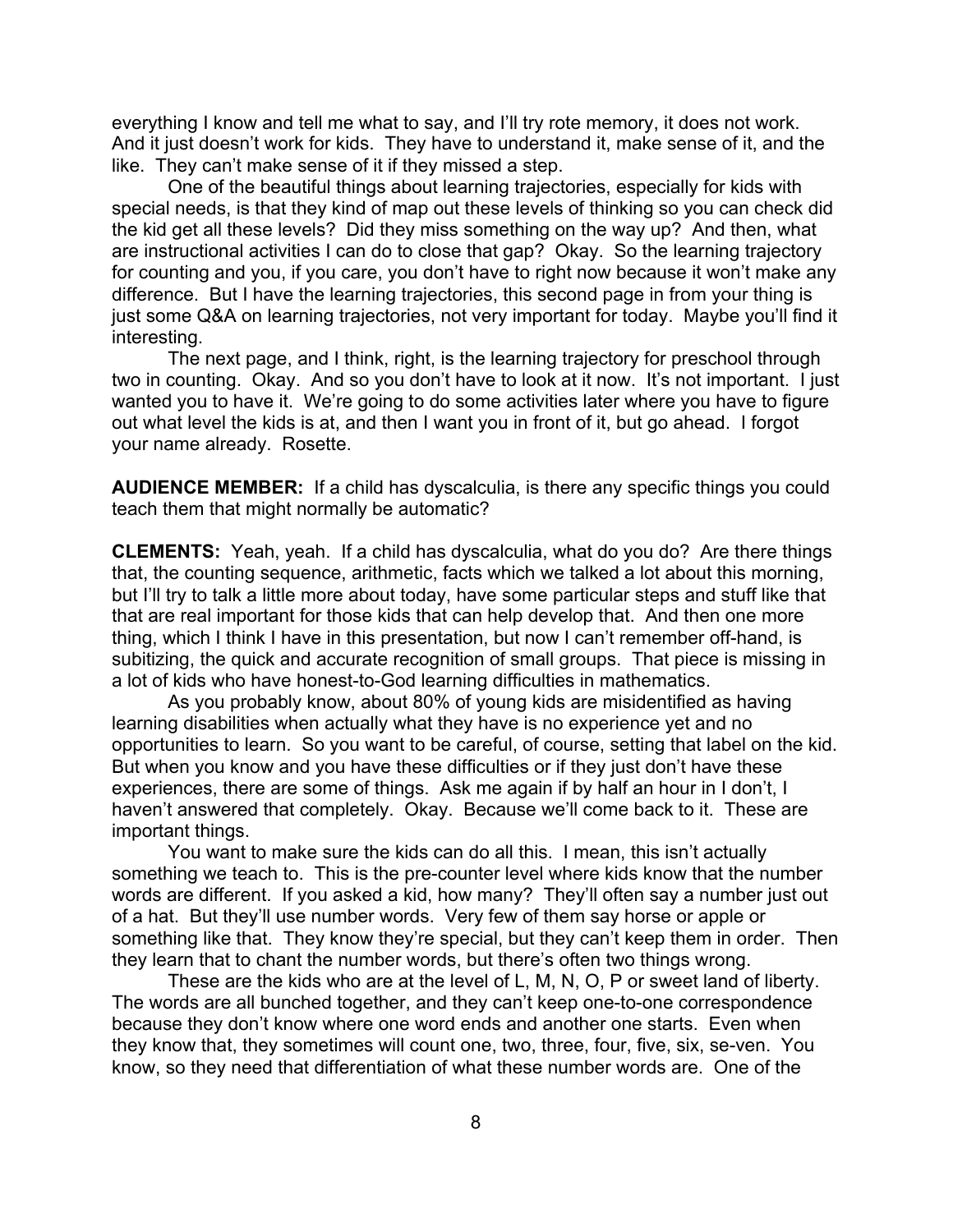everything I know and tell me what to say, and I'll try rote memory, it does not work. And it just doesn't work for kids. They have to understand it, make sense of it, and the like. They can't make sense of it if they missed a step.

One of the beautiful things about learning trajectories, especially for kids with special needs, is that they kind of map out these levels of thinking so you can check did the kid get all these levels? Did they miss something on the way up? And then, what are instructional activities I can do to close that gap? Okay. So the learning trajectory for counting and you, if you care, you don't have to right now because it won't make any difference. But I have the learning trajectories, this second page in from your thing is just some Q&A on learning trajectories, not very important for today. Maybe you'll find it interesting.

The next page, and I think, right, is the learning trajectory for preschool through two in counting. Okay. And so you don't have to look at it now. It's not important. I just wanted you to have it. We're going to do some activities later where you have to figure out what level the kids is at, and then I want you in front of it, but go ahead. I forgot your name already. Rosette.

**AUDIENCE MEMBER:** If a child has dyscalculia, is there any specific things you could teach them that might normally be automatic?

**CLEMENTS:** Yeah, yeah. If a child has dyscalculia, what do you do? Are there things that, the counting sequence, arithmetic, facts which we talked a lot about this morning, but I'll try to talk a little more about today, have some particular steps and stuff like that that are real important for those kids that can help develop that. And then one more thing, which I think I have in this presentation, but now I can't remember off-hand, is subitizing, the quick and accurate recognition of small groups. That piece is missing in a lot of kids who have honest-to-God learning difficulties in mathematics.

As you probably know, about 80% of young kids are misidentified as having learning disabilities when actually what they have is no experience yet and no opportunities to learn. So you want to be careful, of course, setting that label on the kid. But when you know and you have these difficulties or if they just don't have these experiences, there are some of things. Ask me again if by half an hour in I don't, I haven't answered that completely. Okay. Because we'll come back to it. These are important things.

You want to make sure the kids can do all this. I mean, this isn't actually something we teach to. This is the pre-counter level where kids know that the number words are different. If you asked a kid, how many? They'll often say a number just out of a hat. But they'll use number words. Very few of them say horse or apple or something like that. They know they're special, but they can't keep them in order. Then they learn that to chant the number words, but there's often two things wrong.

These are the kids who are at the level of L, M, N, O, P or sweet land of liberty. The words are all bunched together, and they can't keep one-to-one correspondence because they don't know where one word ends and another one starts. Even when they know that, they sometimes will count one, two, three, four, five, six, se-ven. You know, so they need that differentiation of what these number words are. One of the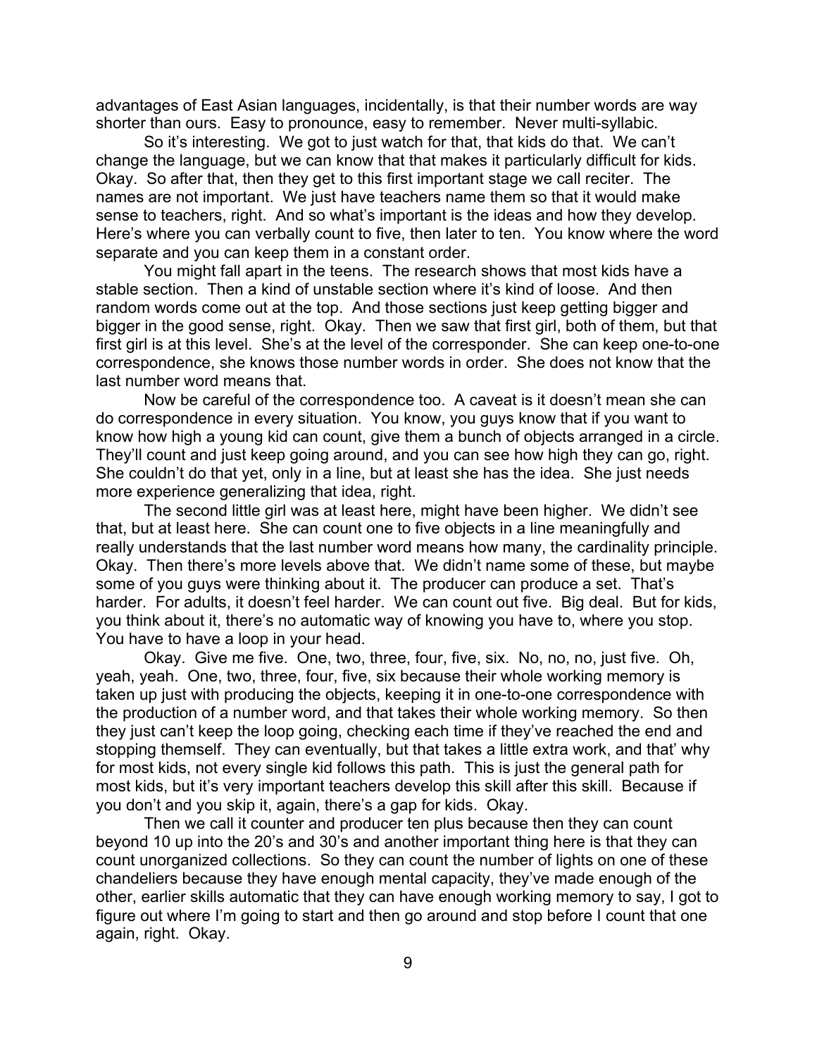advantages of East Asian languages, incidentally, is that their number words are way shorter than ours. Easy to pronounce, easy to remember. Never multi-syllabic.

So it's interesting. We got to just watch for that, that kids do that. We can't change the language, but we can know that that makes it particularly difficult for kids. Okay. So after that, then they get to this first important stage we call reciter. The names are not important. We just have teachers name them so that it would make sense to teachers, right. And so what's important is the ideas and how they develop. Here's where you can verbally count to five, then later to ten. You know where the word separate and you can keep them in a constant order.

You might fall apart in the teens. The research shows that most kids have a stable section. Then a kind of unstable section where it's kind of loose. And then random words come out at the top. And those sections just keep getting bigger and bigger in the good sense, right. Okay. Then we saw that first girl, both of them, but that first girl is at this level. She's at the level of the corresponder. She can keep one-to-one correspondence, she knows those number words in order. She does not know that the last number word means that.

Now be careful of the correspondence too. A caveat is it doesn't mean she can do correspondence in every situation. You know, you guys know that if you want to know how high a young kid can count, give them a bunch of objects arranged in a circle. They'll count and just keep going around, and you can see how high they can go, right. She couldn't do that yet, only in a line, but at least she has the idea. She just needs more experience generalizing that idea, right.

The second little girl was at least here, might have been higher. We didn't see that, but at least here. She can count one to five objects in a line meaningfully and really understands that the last number word means how many, the cardinality principle. Okay. Then there's more levels above that. We didn't name some of these, but maybe some of you guys were thinking about it. The producer can produce a set. That's harder. For adults, it doesn't feel harder. We can count out five. Big deal. But for kids, you think about it, there's no automatic way of knowing you have to, where you stop. You have to have a loop in your head.

Okay. Give me five. One, two, three, four, five, six. No, no, no, just five. Oh, yeah, yeah. One, two, three, four, five, six because their whole working memory is taken up just with producing the objects, keeping it in one-to-one correspondence with the production of a number word, and that takes their whole working memory. So then they just can't keep the loop going, checking each time if they've reached the end and stopping themself. They can eventually, but that takes a little extra work, and that' why for most kids, not every single kid follows this path. This is just the general path for most kids, but it's very important teachers develop this skill after this skill. Because if you don't and you skip it, again, there's a gap for kids. Okay.

Then we call it counter and producer ten plus because then they can count beyond 10 up into the 20's and 30's and another important thing here is that they can count unorganized collections. So they can count the number of lights on one of these chandeliers because they have enough mental capacity, they've made enough of the other, earlier skills automatic that they can have enough working memory to say, I got to figure out where I'm going to start and then go around and stop before I count that one again, right. Okay.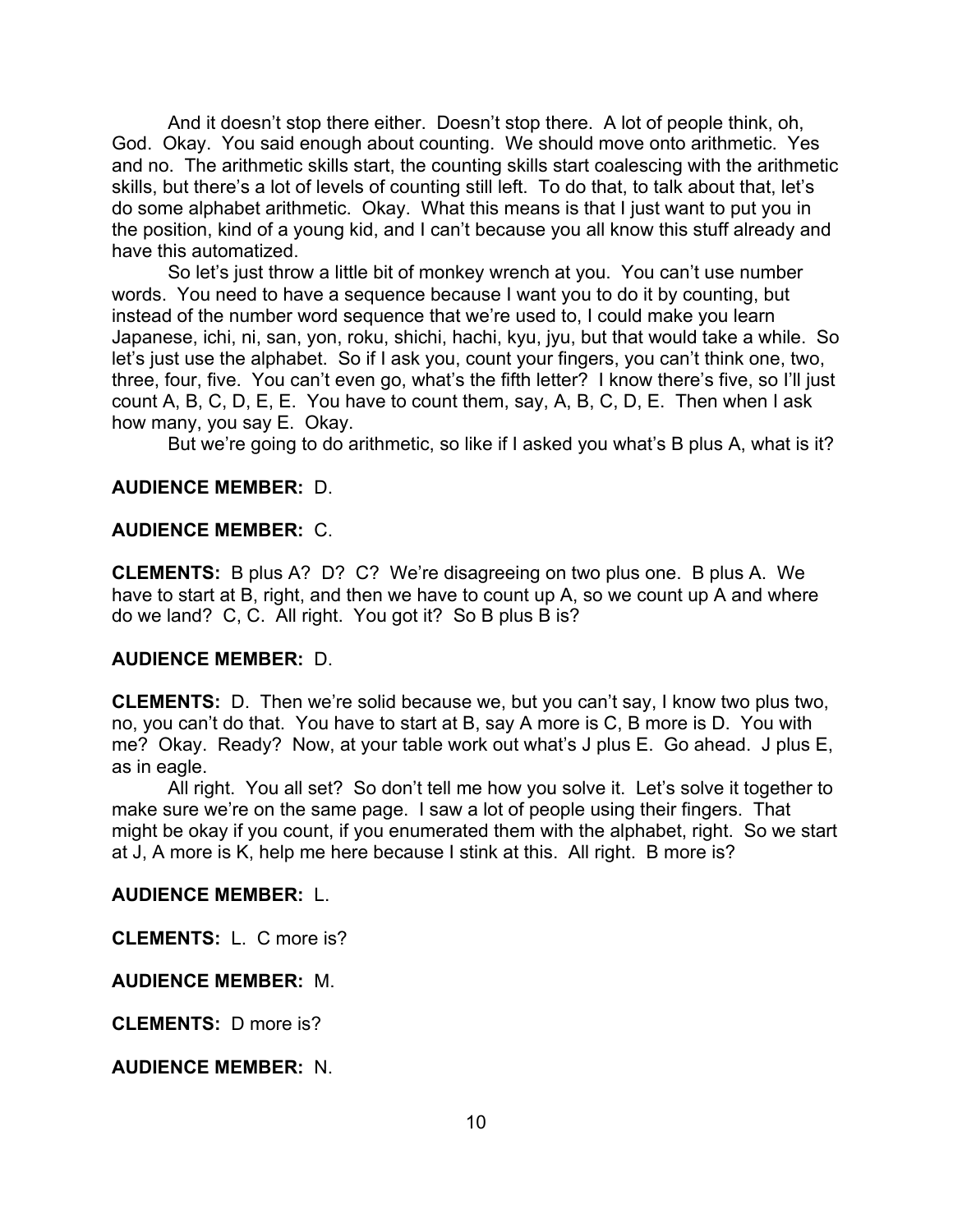And it doesn't stop there either. Doesn't stop there. A lot of people think, oh, God. Okay. You said enough about counting. We should move onto arithmetic. Yes and no. The arithmetic skills start, the counting skills start coalescing with the arithmetic skills, but there's a lot of levels of counting still left. To do that, to talk about that, let's do some alphabet arithmetic. Okay. What this means is that I just want to put you in the position, kind of a young kid, and I can't because you all know this stuff already and have this automatized.

So let's just throw a little bit of monkey wrench at you. You can't use number words. You need to have a sequence because I want you to do it by counting, but instead of the number word sequence that we're used to, I could make you learn Japanese, ichi, ni, san, yon, roku, shichi, hachi, kyu, jyu, but that would take a while. So let's just use the alphabet. So if I ask you, count your fingers, you can't think one, two, three, four, five. You can't even go, what's the fifth letter? I know there's five, so I'll just count A, B, C, D, E, E. You have to count them, say, A, B, C, D, E. Then when I ask how many, you say E. Okay.

But we're going to do arithmetic, so like if I asked you what's B plus A, what is it?

**AUDIENCE MEMBER:** D.

**AUDIENCE MEMBER:** C.

**CLEMENTS:** B plus A? D? C? We're disagreeing on two plus one. B plus A. We have to start at B, right, and then we have to count up A, so we count up A and where do we land? C, C. All right. You got it? So B plus B is?

**AUDIENCE MEMBER:** D.

**CLEMENTS:** D. Then we're solid because we, but you can't say, I know two plus two, no, you can't do that. You have to start at B, say A more is C, B more is D. You with me? Okay. Ready? Now, at your table work out what's J plus E. Go ahead. J plus E, as in eagle.

All right. You all set? So don't tell me how you solve it. Let's solve it together to make sure we're on the same page. I saw a lot of people using their fingers. That might be okay if you count, if you enumerated them with the alphabet, right. So we start at J, A more is K, help me here because I stink at this. All right. B more is?

**AUDIENCE MEMBER:** L.

**CLEMENTS:** L. C more is?

**AUDIENCE MEMBER:** M.

**CLEMENTS:** D more is?

**AUDIENCE MEMBER:** N.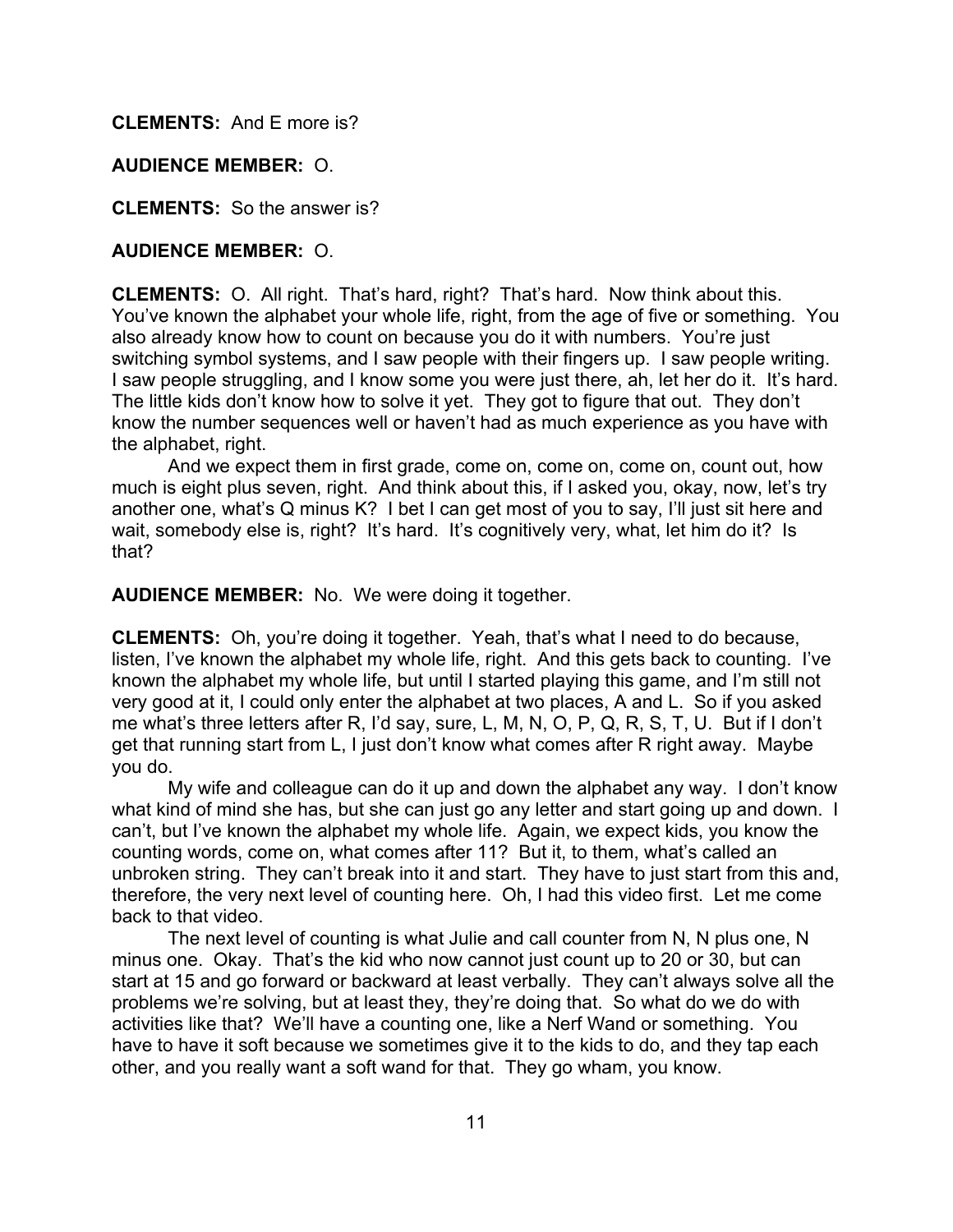**CLEMENTS:** And E more is?

**AUDIENCE MEMBER:** O.

**CLEMENTS:** So the answer is?

**AUDIENCE MEMBER:** O.

**CLEMENTS:** O. All right. That's hard, right? That's hard. Now think about this. You've known the alphabet your whole life, right, from the age of five or something. You also already know how to count on because you do it with numbers. You're just switching symbol systems, and I saw people with their fingers up. I saw people writing. I saw people struggling, and I know some you were just there, ah, let her do it. It's hard. The little kids don't know how to solve it yet. They got to figure that out. They don't know the number sequences well or haven't had as much experience as you have with the alphabet, right.

And we expect them in first grade, come on, come on, come on, count out, how much is eight plus seven, right. And think about this, if I asked you, okay, now, let's try another one, what's Q minus K? I bet I can get most of you to say, I'll just sit here and wait, somebody else is, right? It's hard. It's cognitively very, what, let him do it? Is that?

**AUDIENCE MEMBER:** No. We were doing it together.

**CLEMENTS:** Oh, you're doing it together. Yeah, that's what I need to do because, listen, I've known the alphabet my whole life, right. And this gets back to counting. I've known the alphabet my whole life, but until I started playing this game, and I'm still not very good at it, I could only enter the alphabet at two places, A and L. So if you asked me what's three letters after R, I'd say, sure, L, M, N, O, P, Q, R, S, T, U. But if I don't get that running start from L, I just don't know what comes after R right away. Maybe you do.

My wife and colleague can do it up and down the alphabet any way. I don't know what kind of mind she has, but she can just go any letter and start going up and down. I can't, but I've known the alphabet my whole life. Again, we expect kids, you know the counting words, come on, what comes after 11? But it, to them, what's called an unbroken string. They can't break into it and start. They have to just start from this and, therefore, the very next level of counting here. Oh, I had this video first. Let me come back to that video.

The next level of counting is what Julie and call counter from N, N plus one, N minus one. Okay. That's the kid who now cannot just count up to 20 or 30, but can start at 15 and go forward or backward at least verbally. They can't always solve all the problems we're solving, but at least they, they're doing that. So what do we do with activities like that? We'll have a counting one, like a Nerf Wand or something. You have to have it soft because we sometimes give it to the kids to do, and they tap each other, and you really want a soft wand for that. They go wham, you know.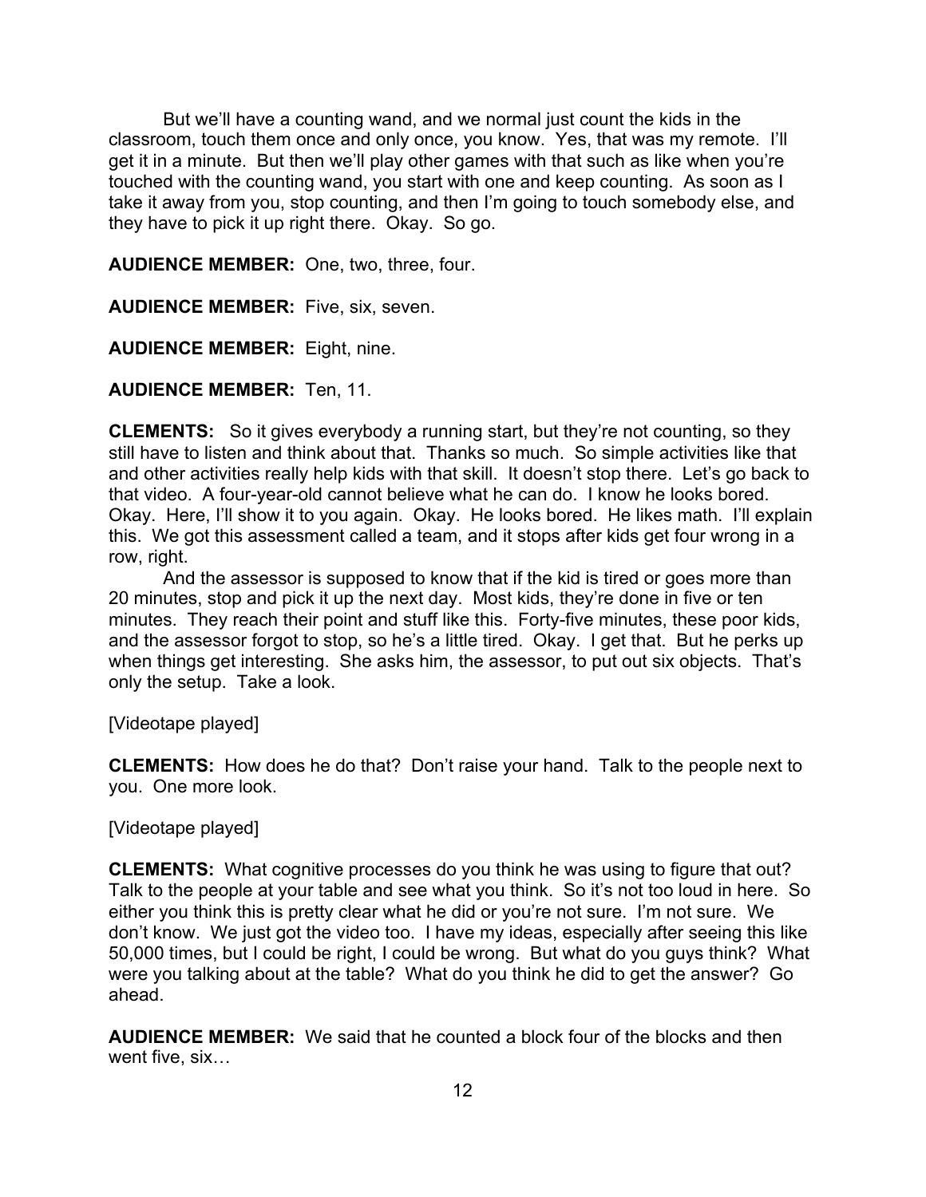But we'll have a counting wand, and we normal just count the kids in the classroom, touch them once and only once, you know. Yes, that was my remote. I'll get it in a minute. But then we'll play other games with that such as like when you're touched with the counting wand, you start with one and keep counting. As soon as I take it away from you, stop counting, and then I'm going to touch somebody else, and they have to pick it up right there. Okay. So go.

**AUDIENCE MEMBER:** One, two, three, four.

**AUDIENCE MEMBER:** Five, six, seven.

**AUDIENCE MEMBER:** Eight, nine.

**AUDIENCE MEMBER:** Ten, 11.

**CLEMENTS:** So it gives everybody a running start, but they're not counting, so they still have to listen and think about that. Thanks so much. So simple activities like that and other activities really help kids with that skill. It doesn't stop there. Let's go back to that video. A four-year-old cannot believe what he can do. I know he looks bored. Okay. Here, I'll show it to you again. Okay. He looks bored. He likes math. I'll explain this. We got this assessment called a team, and it stops after kids get four wrong in a row, right.

And the assessor is supposed to know that if the kid is tired or goes more than 20 minutes, stop and pick it up the next day. Most kids, they're done in five or ten minutes. They reach their point and stuff like this. Forty-five minutes, these poor kids, and the assessor forgot to stop, so he's a little tired. Okay. I get that. But he perks up when things get interesting. She asks him, the assessor, to put out six objects. That's only the setup. Take a look.

[Videotape played]

**CLEMENTS:** How does he do that? Don't raise your hand. Talk to the people next to you. One more look.

[Videotape played]

**CLEMENTS:** What cognitive processes do you think he was using to figure that out? Talk to the people at your table and see what you think. So it's not too loud in here. So either you think this is pretty clear what he did or you're not sure. I'm not sure. We don't know. We just got the video too. I have my ideas, especially after seeing this like 50,000 times, but I could be right, I could be wrong. But what do you guys think? What were you talking about at the table? What do you think he did to get the answer? Go ahead.

**AUDIENCE MEMBER:** We said that he counted a block four of the blocks and then went five, six…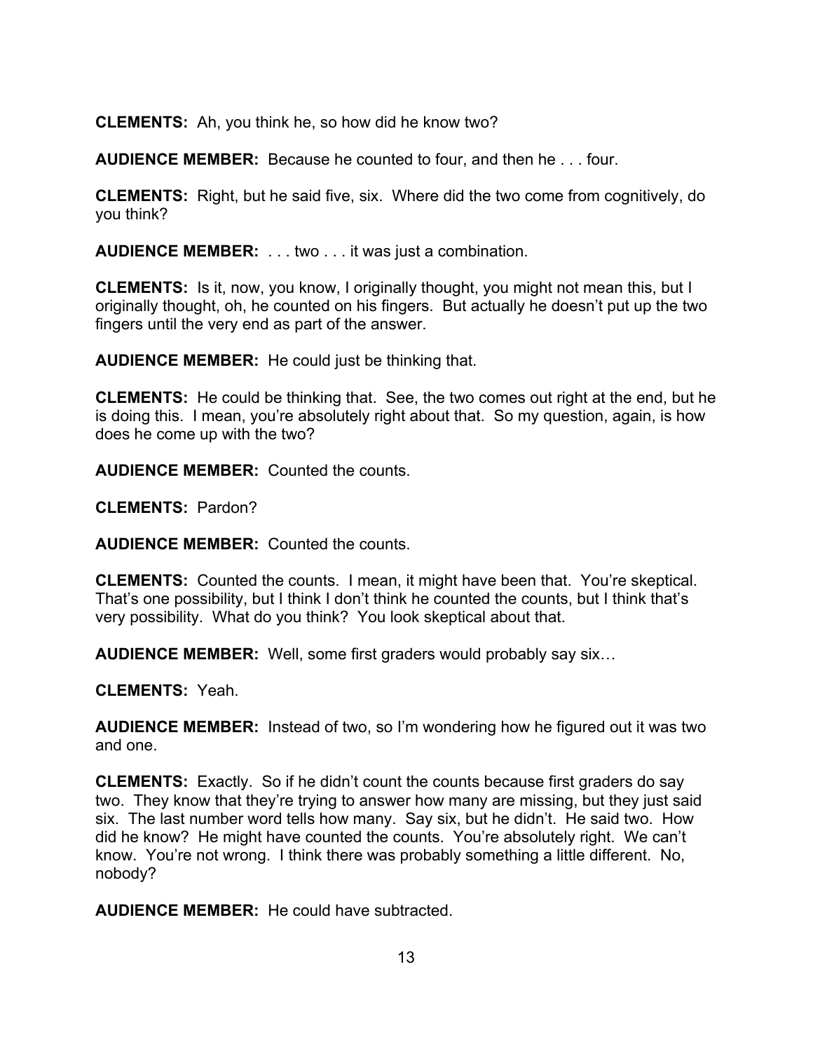**CLEMENTS:** Ah, you think he, so how did he know two?

**AUDIENCE MEMBER:** Because he counted to four, and then he . . . four.

**CLEMENTS:** Right, but he said five, six. Where did the two come from cognitively, do you think?

**AUDIENCE MEMBER:** . . . two . . . it was just a combination.

**CLEMENTS:** Is it, now, you know, I originally thought, you might not mean this, but I originally thought, oh, he counted on his fingers. But actually he doesn't put up the two fingers until the very end as part of the answer.

**AUDIENCE MEMBER:** He could just be thinking that.

**CLEMENTS:** He could be thinking that. See, the two comes out right at the end, but he is doing this. I mean, you're absolutely right about that. So my question, again, is how does he come up with the two?

**AUDIENCE MEMBER:** Counted the counts.

**CLEMENTS:** Pardon?

**AUDIENCE MEMBER:** Counted the counts.

**CLEMENTS:** Counted the counts. I mean, it might have been that. You're skeptical. That's one possibility, but I think I don't think he counted the counts, but I think that's very possibility. What do you think? You look skeptical about that.

**AUDIENCE MEMBER:** Well, some first graders would probably say six…

**CLEMENTS:** Yeah.

**AUDIENCE MEMBER:** Instead of two, so I'm wondering how he figured out it was two and one.

**CLEMENTS:** Exactly. So if he didn't count the counts because first graders do say two. They know that they're trying to answer how many are missing, but they just said six. The last number word tells how many. Say six, but he didn't. He said two. How did he know? He might have counted the counts. You're absolutely right. We can't know. You're not wrong. I think there was probably something a little different. No, nobody?

**AUDIENCE MEMBER:** He could have subtracted.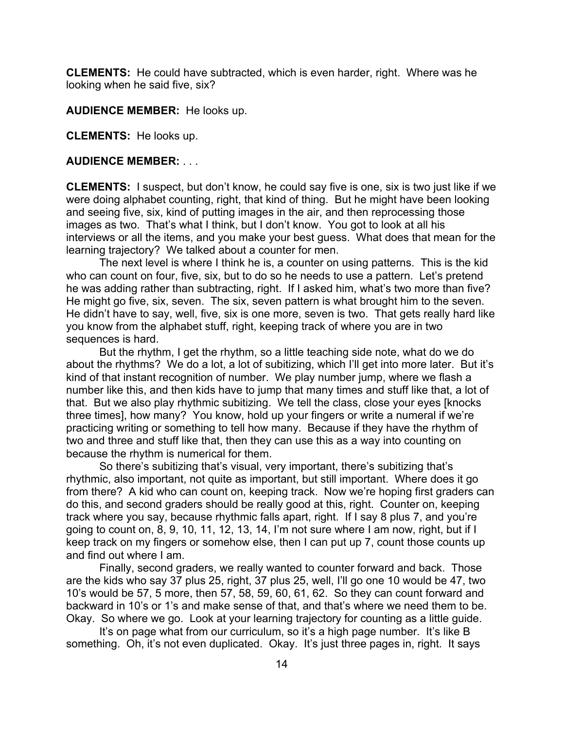**CLEMENTS:** He could have subtracted, which is even harder, right. Where was he looking when he said five, six?

**AUDIENCE MEMBER:** He looks up.

**CLEMENTS:** He looks up.

**AUDIENCE MEMBER:** . . .

**CLEMENTS:** I suspect, but don't know, he could say five is one, six is two just like if we were doing alphabet counting, right, that kind of thing. But he might have been looking and seeing five, six, kind of putting images in the air, and then reprocessing those images as two. That's what I think, but I don't know. You got to look at all his interviews or all the items, and you make your best guess. What does that mean for the learning trajectory? We talked about a counter for men.

The next level is where I think he is, a counter on using patterns. This is the kid who can count on four, five, six, but to do so he needs to use a pattern. Let's pretend he was adding rather than subtracting, right. If I asked him, what's two more than five? He might go five, six, seven. The six, seven pattern is what brought him to the seven. He didn't have to say, well, five, six is one more, seven is two. That gets really hard like you know from the alphabet stuff, right, keeping track of where you are in two sequences is hard.

But the rhythm, I get the rhythm, so a little teaching side note, what do we do about the rhythms? We do a lot, a lot of subitizing, which I'll get into more later. But it's kind of that instant recognition of number. We play number jump, where we flash a number like this, and then kids have to jump that many times and stuff like that, a lot of that. But we also play rhythmic subitizing. We tell the class, close your eyes [knocks three times], how many? You know, hold up your fingers or write a numeral if we're practicing writing or something to tell how many. Because if they have the rhythm of two and three and stuff like that, then they can use this as a way into counting on because the rhythm is numerical for them.

So there's subitizing that's visual, very important, there's subitizing that's rhythmic, also important, not quite as important, but still important. Where does it go from there? A kid who can count on, keeping track. Now we're hoping first graders can do this, and second graders should be really good at this, right. Counter on, keeping track where you say, because rhythmic falls apart, right. If I say 8 plus 7, and you're going to count on, 8, 9, 10, 11, 12, 13, 14, I'm not sure where I am now, right, but if I keep track on my fingers or somehow else, then I can put up 7, count those counts up and find out where I am.

Finally, second graders, we really wanted to counter forward and back. Those are the kids who say 37 plus 25, right, 37 plus 25, well, I'll go one 10 would be 47, two 10's would be 57, 5 more, then 57, 58, 59, 60, 61, 62. So they can count forward and backward in 10's or 1's and make sense of that, and that's where we need them to be. Okay. So where we go. Look at your learning trajectory for counting as a little guide.

It's on page what from our curriculum, so it's a high page number. It's like B something. Oh, it's not even duplicated. Okay. It's just three pages in, right. It says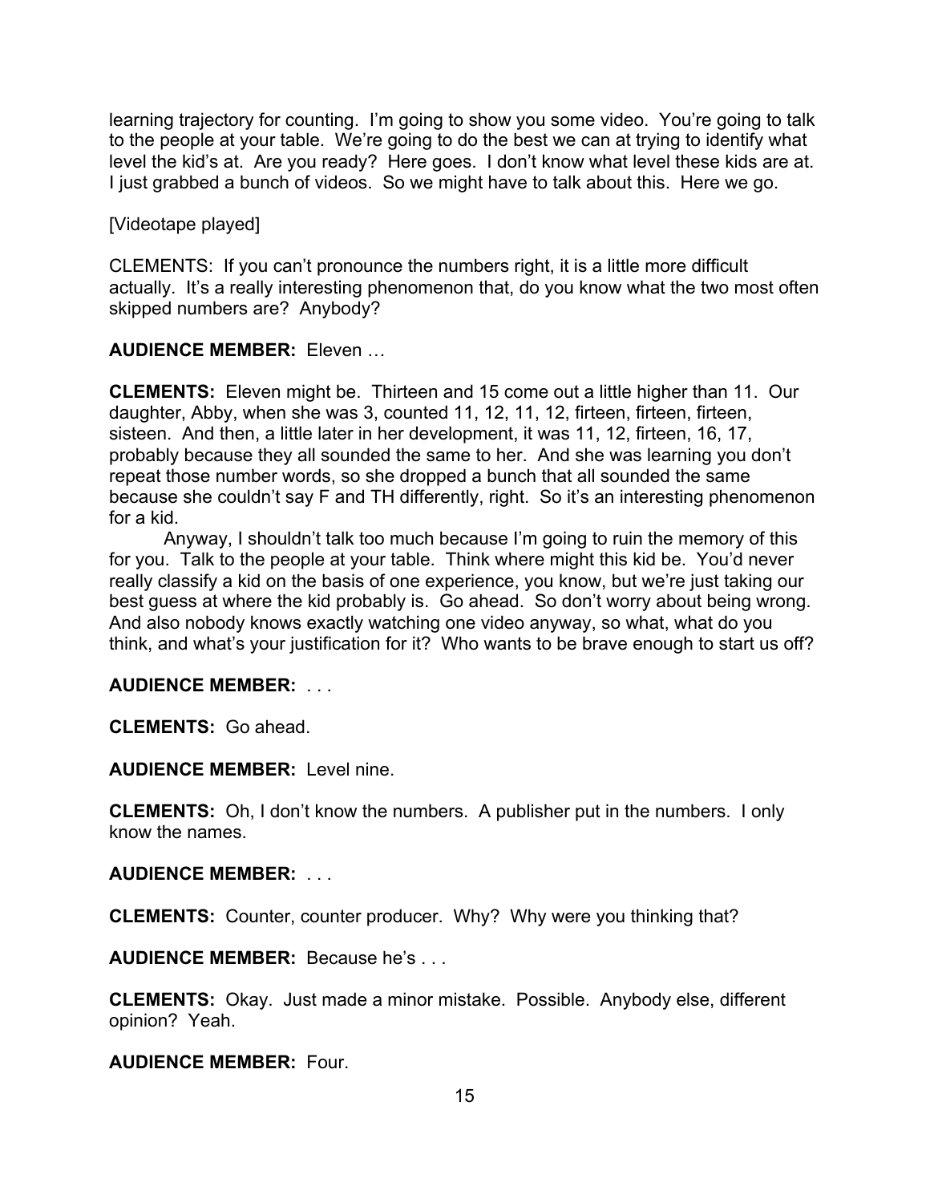learning trajectory for counting. I'm going to show you some video. You're going to talk to the people at your table. We're going to do the best we can at trying to identify what level the kid's at. Are you ready? Here goes. I don't know what level these kids are at. I just grabbed a bunch of videos. So we might have to talk about this. Here we go.

[Videotape played]

CLEMENTS: If you can't pronounce the numbers right, it is a little more difficult actually. It's a really interesting phenomenon that, do you know what the two most often skipped numbers are? Anybody?

**AUDIENCE MEMBER:** Eleven …

**CLEMENTS:** Eleven might be. Thirteen and 15 come out a little higher than 11. Our daughter, Abby, when she was 3, counted 11, 12, 11, 12, firteen, firteen, firteen, sisteen. And then, a little later in her development, it was 11, 12, firteen, 16, 17, probably because they all sounded the same to her. And she was learning you don't repeat those number words, so she dropped a bunch that all sounded the same because she couldn't say F and TH differently, right. So it's an interesting phenomenon for a kid.

Anyway, I shouldn't talk too much because I'm going to ruin the memory of this for you. Talk to the people at your table. Think where might this kid be. You'd never really classify a kid on the basis of one experience, you know, but we're just taking our best guess at where the kid probably is. Go ahead. So don't worry about being wrong. And also nobody knows exactly watching one video anyway, so what, what do you think, and what's your justification for it? Who wants to be brave enough to start us off?

**AUDIENCE MEMBER:** . . .

**CLEMENTS:** Go ahead.

**AUDIENCE MEMBER:** Level nine.

**CLEMENTS:** Oh, I don't know the numbers. A publisher put in the numbers. I only know the names.

**AUDIENCE MEMBER:** . . .

**CLEMENTS:** Counter, counter producer. Why? Why were you thinking that?

**AUDIENCE MEMBER:** Because he's . . .

**CLEMENTS:** Okay. Just made a minor mistake. Possible. Anybody else, different opinion? Yeah.

**AUDIENCE MEMBER:** Four.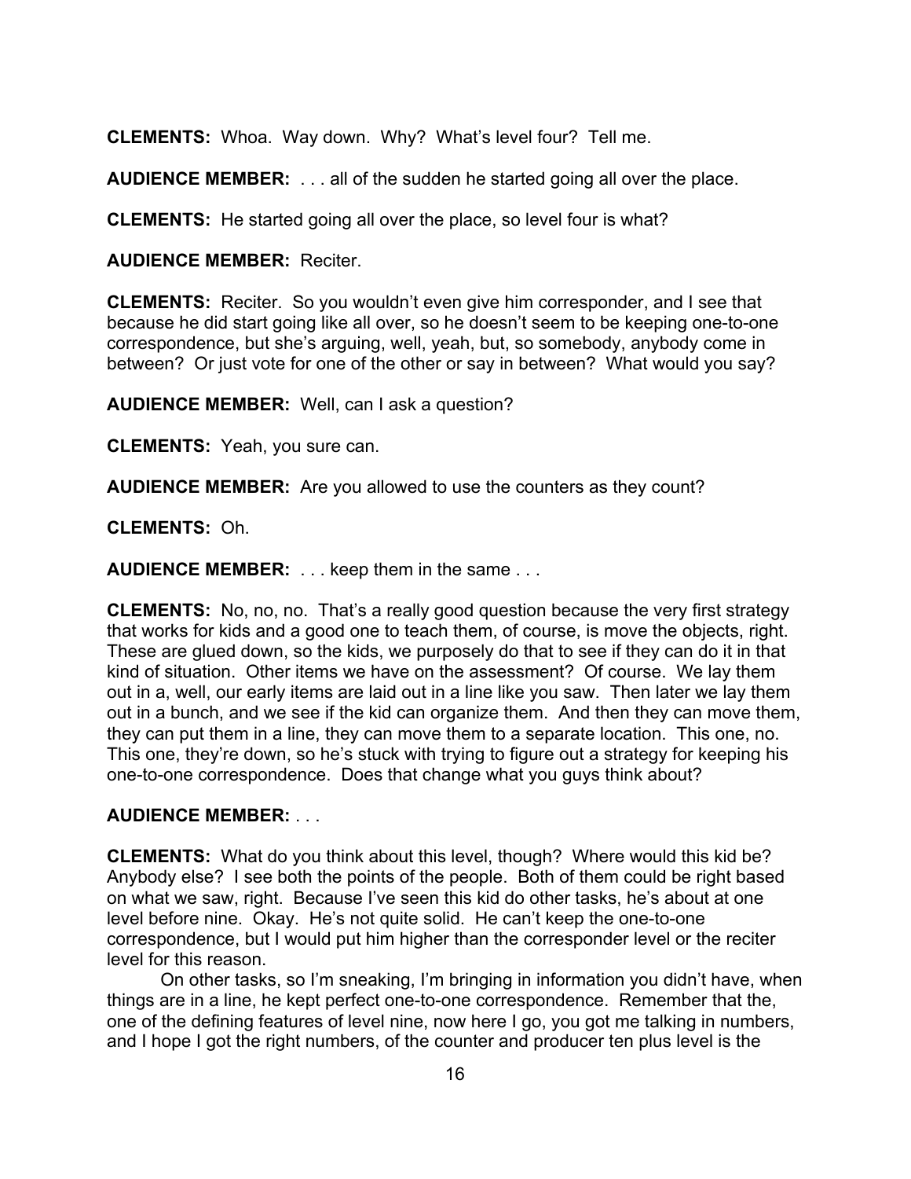**CLEMENTS:** Whoa. Way down. Why? What's level four? Tell me.

**AUDIENCE MEMBER:** . . . all of the sudden he started going all over the place.

**CLEMENTS:** He started going all over the place, so level four is what?

**AUDIENCE MEMBER:** Reciter.

**CLEMENTS:** Reciter. So you wouldn't even give him corresponder, and I see that because he did start going like all over, so he doesn't seem to be keeping one-to-one correspondence, but she's arguing, well, yeah, but, so somebody, anybody come in between? Or just vote for one of the other or say in between? What would you say?

**AUDIENCE MEMBER:** Well, can I ask a question?

**CLEMENTS:** Yeah, you sure can.

**AUDIENCE MEMBER:** Are you allowed to use the counters as they count?

**CLEMENTS:** Oh.

**AUDIENCE MEMBER:** . . . keep them in the same . . .

**CLEMENTS:** No, no, no. That's a really good question because the very first strategy that works for kids and a good one to teach them, of course, is move the objects, right. These are glued down, so the kids, we purposely do that to see if they can do it in that kind of situation. Other items we have on the assessment? Of course. We lay them out in a, well, our early items are laid out in a line like you saw. Then later we lay them out in a bunch, and we see if the kid can organize them. And then they can move them, they can put them in a line, they can move them to a separate location. This one, no. This one, they're down, so he's stuck with trying to figure out a strategy for keeping his one-to-one correspondence. Does that change what you guys think about?

**AUDIENCE MEMBER:** . . .

**CLEMENTS:** What do you think about this level, though? Where would this kid be? Anybody else? I see both the points of the people. Both of them could be right based on what we saw, right. Because I've seen this kid do other tasks, he's about at one level before nine. Okay. He's not quite solid. He can't keep the one-to-one correspondence, but I would put him higher than the corresponder level or the reciter level for this reason.

On other tasks, so I'm sneaking, I'm bringing in information you didn't have, when things are in a line, he kept perfect one-to-one correspondence. Remember that the, one of the defining features of level nine, now here I go, you got me talking in numbers, and I hope I got the right numbers, of the counter and producer ten plus level is the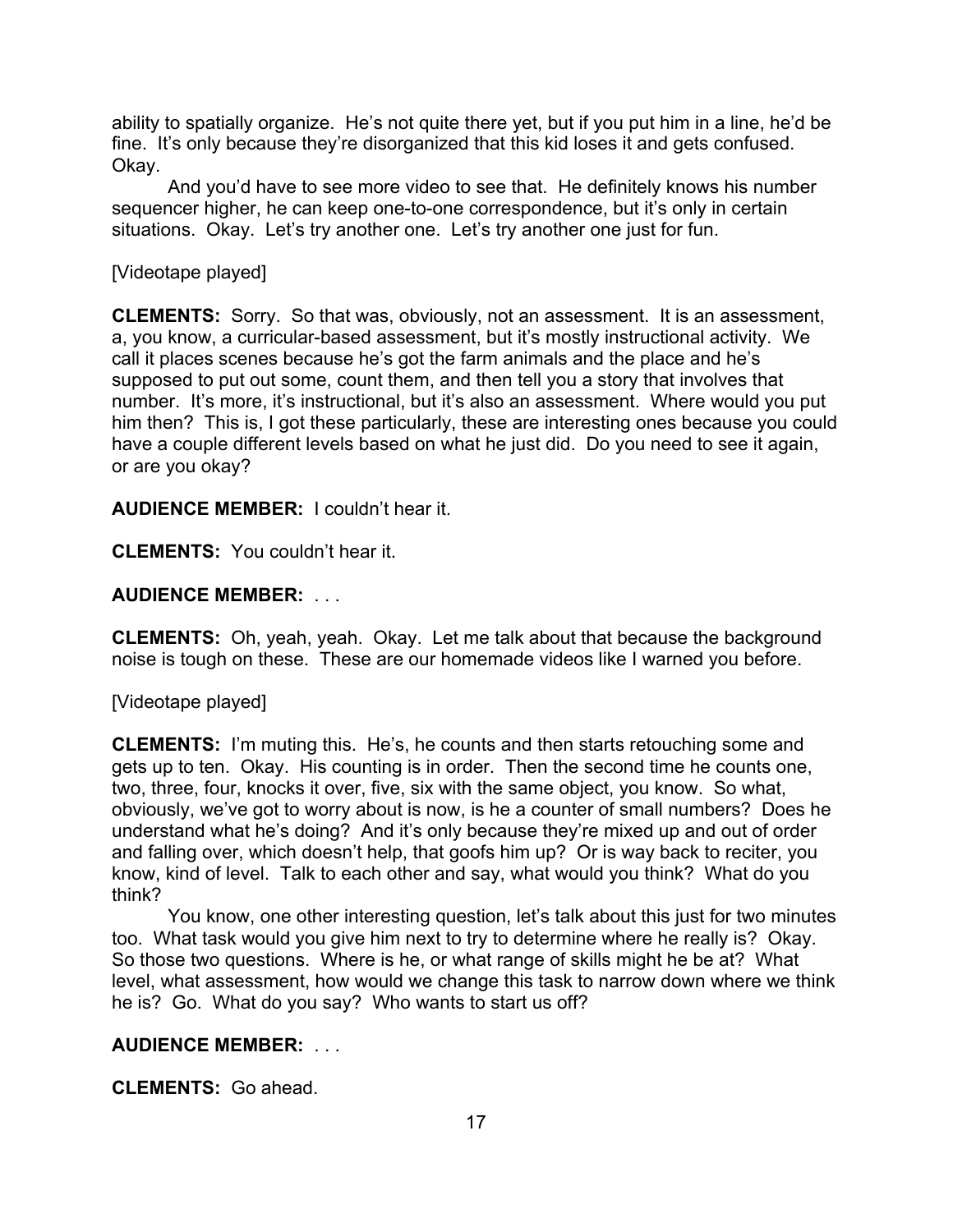ability to spatially organize. He's not quite there yet, but if you put him in a line, he'd be fine. It's only because they're disorganized that this kid loses it and gets confused. Okay.

And you'd have to see more video to see that. He definitely knows his number sequencer higher, he can keep one-to-one correspondence, but it's only in certain situations. Okay. Let's try another one. Let's try another one just for fun.

[Videotape played]

**CLEMENTS:** Sorry. So that was, obviously, not an assessment. It is an assessment, a, you know, a curricular-based assessment, but it's mostly instructional activity. We call it places scenes because he's got the farm animals and the place and he's supposed to put out some, count them, and then tell you a story that involves that number. It's more, it's instructional, but it's also an assessment. Where would you put him then? This is, I got these particularly, these are interesting ones because you could have a couple different levels based on what he just did. Do you need to see it again, or are you okay?

**AUDIENCE MEMBER:** I couldn't hear it.

**CLEMENTS:** You couldn't hear it.

**AUDIENCE MEMBER:** . . .

**CLEMENTS:** Oh, yeah, yeah. Okay. Let me talk about that because the background noise is tough on these. These are our homemade videos like I warned you before.

[Videotape played]

**CLEMENTS:** I'm muting this. He's, he counts and then starts retouching some and gets up to ten. Okay. His counting is in order. Then the second time he counts one, two, three, four, knocks it over, five, six with the same object, you know. So what, obviously, we've got to worry about is now, is he a counter of small numbers? Does he understand what he's doing? And it's only because they're mixed up and out of order and falling over, which doesn't help, that goofs him up? Or is way back to reciter, you know, kind of level. Talk to each other and say, what would you think? What do you think?

You know, one other interesting question, let's talk about this just for two minutes too. What task would you give him next to try to determine where he really is? Okay. So those two questions. Where is he, or what range of skills might he be at? What level, what assessment, how would we change this task to narrow down where we think he is? Go. What do you say? Who wants to start us off?

**AUDIENCE MEMBER:** . . .

**CLEMENTS:** Go ahead.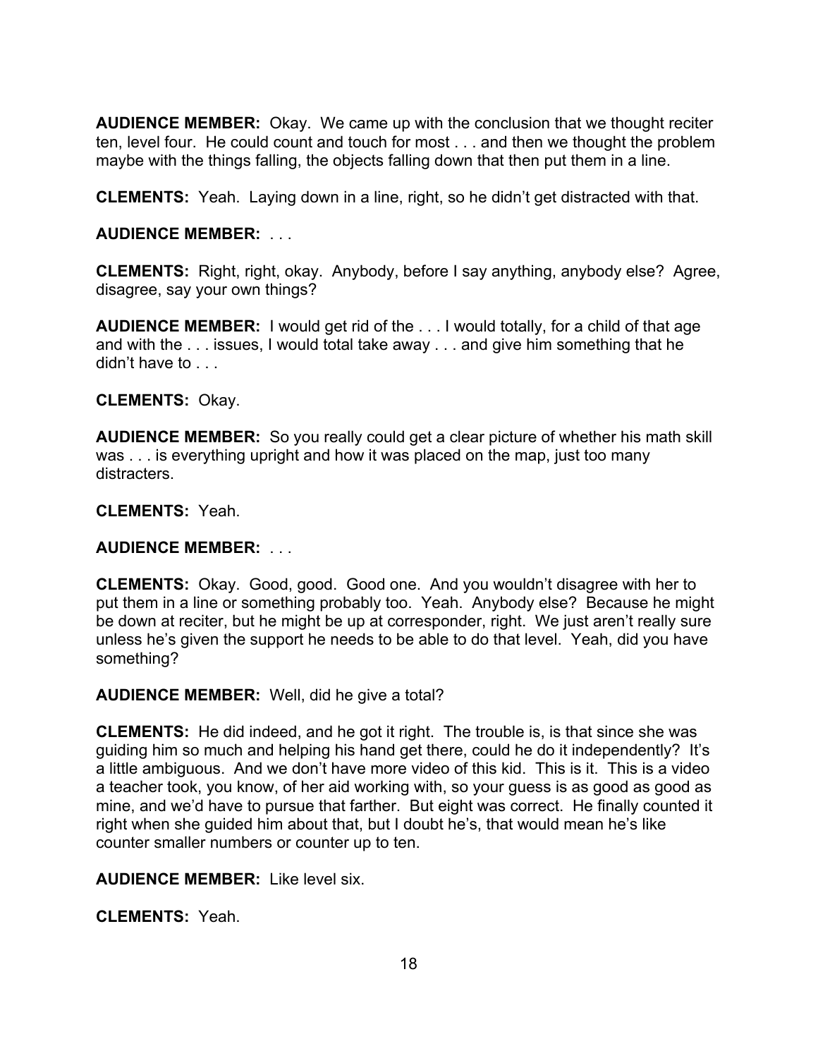**AUDIENCE MEMBER:** Okay. We came up with the conclusion that we thought reciter ten, level four. He could count and touch for most . . . and then we thought the problem maybe with the things falling, the objects falling down that then put them in a line.

**CLEMENTS:** Yeah. Laying down in a line, right, so he didn't get distracted with that.

**AUDIENCE MEMBER:** . . .

**CLEMENTS:** Right, right, okay. Anybody, before I say anything, anybody else? Agree, disagree, say your own things?

**AUDIENCE MEMBER:** I would get rid of the . . . I would totally, for a child of that age and with the . . . issues, I would total take away . . . and give him something that he didn't have to . . .

**CLEMENTS:** Okay.

**AUDIENCE MEMBER:** So you really could get a clear picture of whether his math skill was . . . is everything upright and how it was placed on the map, just too many distracters.

**CLEMENTS:** Yeah.

**AUDIENCE MEMBER:** . . .

**CLEMENTS:** Okay. Good, good. Good one. And you wouldn't disagree with her to put them in a line or something probably too. Yeah. Anybody else? Because he might be down at reciter, but he might be up at corresponder, right. We just aren't really sure unless he's given the support he needs to be able to do that level. Yeah, did you have something?

**AUDIENCE MEMBER:** Well, did he give a total?

**CLEMENTS:** He did indeed, and he got it right. The trouble is, is that since she was guiding him so much and helping his hand get there, could he do it independently? It's a little ambiguous. And we don't have more video of this kid. This is it. This is a video a teacher took, you know, of her aid working with, so your guess is as good as good as mine, and we'd have to pursue that farther. But eight was correct. He finally counted it right when she guided him about that, but I doubt he's, that would mean he's like counter smaller numbers or counter up to ten.

**AUDIENCE MEMBER:** Like level six.

**CLEMENTS:** Yeah.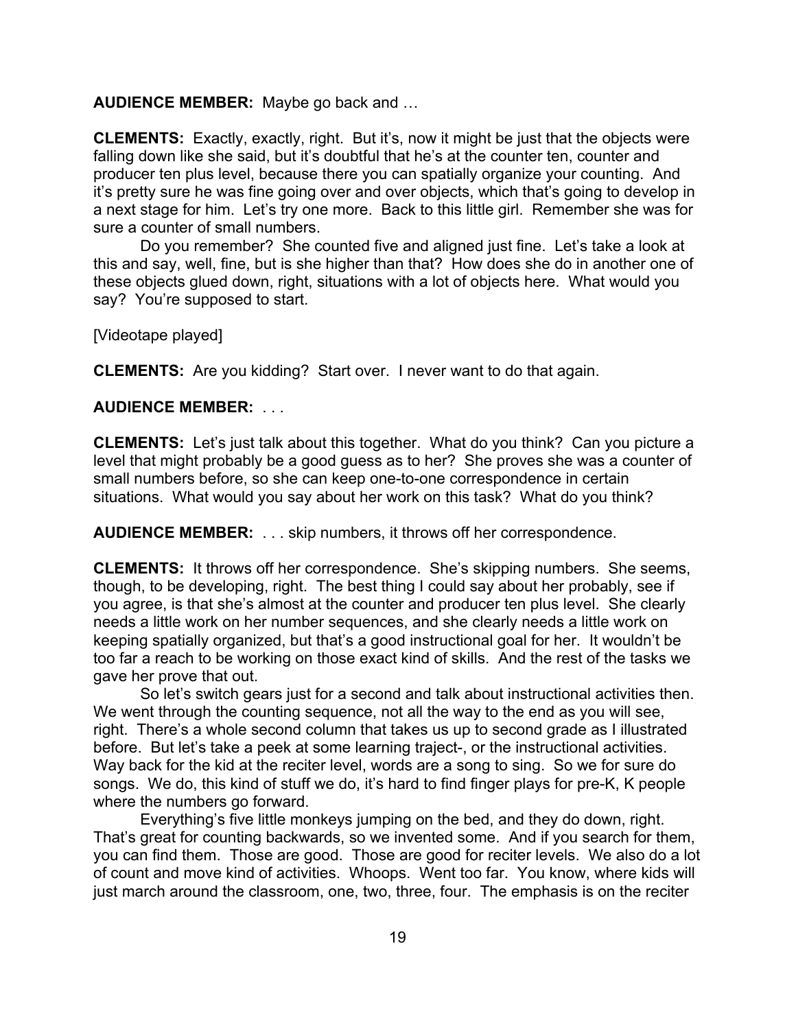**AUDIENCE MEMBER:** Maybe go back and …

**CLEMENTS:** Exactly, exactly, right. But it's, now it might be just that the objects were falling down like she said, but it's doubtful that he's at the counter ten, counter and producer ten plus level, because there you can spatially organize your counting. And it's pretty sure he was fine going over and over objects, which that's going to develop in a next stage for him. Let's try one more. Back to this little girl. Remember she was for sure a counter of small numbers.

Do you remember? She counted five and aligned just fine. Let's take a look at this and say, well, fine, but is she higher than that? How does she do in another one of these objects glued down, right, situations with a lot of objects here. What would you say? You're supposed to start.

[Videotape played]

**CLEMENTS:** Are you kidding? Start over. I never want to do that again.

**AUDIENCE MEMBER:** . . .

**CLEMENTS:** Let's just talk about this together. What do you think? Can you picture a level that might probably be a good guess as to her? She proves she was a counter of small numbers before, so she can keep one-to-one correspondence in certain situations. What would you say about her work on this task? What do you think?

**AUDIENCE MEMBER:** . . . skip numbers, it throws off her correspondence.

**CLEMENTS:** It throws off her correspondence. She's skipping numbers. She seems, though, to be developing, right. The best thing I could say about her probably, see if you agree, is that she's almost at the counter and producer ten plus level. She clearly needs a little work on her number sequences, and she clearly needs a little work on keeping spatially organized, but that's a good instructional goal for her. It wouldn't be too far a reach to be working on those exact kind of skills. And the rest of the tasks we gave her prove that out.

So let's switch gears just for a second and talk about instructional activities then. We went through the counting sequence, not all the way to the end as you will see, right. There's a whole second column that takes us up to second grade as I illustrated before. But let's take a peek at some learning traject-, or the instructional activities. Way back for the kid at the reciter level, words are a song to sing. So we for sure do songs. We do, this kind of stuff we do, it's hard to find finger plays for pre-K, K people where the numbers go forward.

Everything's five little monkeys jumping on the bed, and they do down, right. That's great for counting backwards, so we invented some. And if you search for them, you can find them. Those are good. Those are good for reciter levels. We also do a lot of count and move kind of activities. Whoops. Went too far. You know, where kids will just march around the classroom, one, two, three, four. The emphasis is on the reciter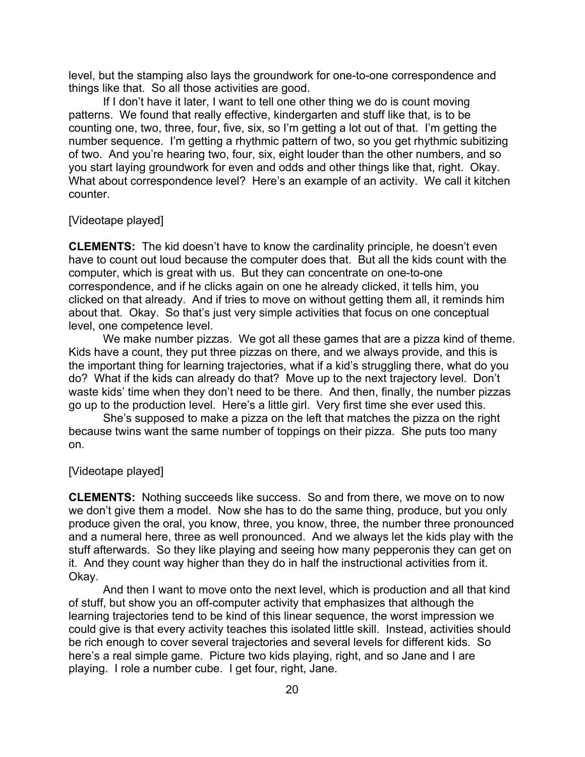level, but the stamping also lays the groundwork for one-to-one correspondence and things like that. So all those activities are good.

If I don't have it later, I want to tell one other thing we do is count moving patterns. We found that really effective, kindergarten and stuff like that, is to be counting one, two, three, four, five, six, so I'm getting a lot out of that. I'm getting the number sequence. I'm getting a rhythmic pattern of two, so you get rhythmic subitizing of two. And you're hearing two, four, six, eight louder than the other numbers, and so you start laying groundwork for even and odds and other things like that, right. Okay. What about correspondence level? Here's an example of an activity. We call it kitchen counter.

[Videotape played]

**CLEMENTS:** The kid doesn't have to know the cardinality principle, he doesn't even have to count out loud because the computer does that. But all the kids count with the computer, which is great with us. But they can concentrate on one-to-one correspondence, and if he clicks again on one he already clicked, it tells him, you clicked on that already. And if tries to move on without getting them all, it reminds him about that. Okay. So that's just very simple activities that focus on one conceptual level, one competence level.

We make number pizzas. We got all these games that are a pizza kind of theme. Kids have a count, they put three pizzas on there, and we always provide, and this is the important thing for learning trajectories, what if a kid's struggling there, what do you do? What if the kids can already do that? Move up to the next trajectory level. Don't waste kids' time when they don't need to be there. And then, finally, the number pizzas go up to the production level. Here's a little girl. Very first time she ever used this.

She's supposed to make a pizza on the left that matches the pizza on the right because twins want the same number of toppings on their pizza. She puts too many on.

[Videotape played]

**CLEMENTS:** Nothing succeeds like success. So and from there, we move on to now we don't give them a model. Now she has to do the same thing, produce, but you only produce given the oral, you know, three, you know, three, the number three pronounced and a numeral here, three as well pronounced. And we always let the kids play with the stuff afterwards. So they like playing and seeing how many pepperonis they can get on it. And they count way higher than they do in half the instructional activities from it. Okay.

And then I want to move onto the next level, which is production and all that kind of stuff, but show you an off-computer activity that emphasizes that although the learning trajectories tend to be kind of this linear sequence, the worst impression we could give is that every activity teaches this isolated little skill. Instead, activities should be rich enough to cover several trajectories and several levels for different kids. So here's a real simple game. Picture two kids playing, right, and so Jane and I are playing. I role a number cube. I get four, right, Jane.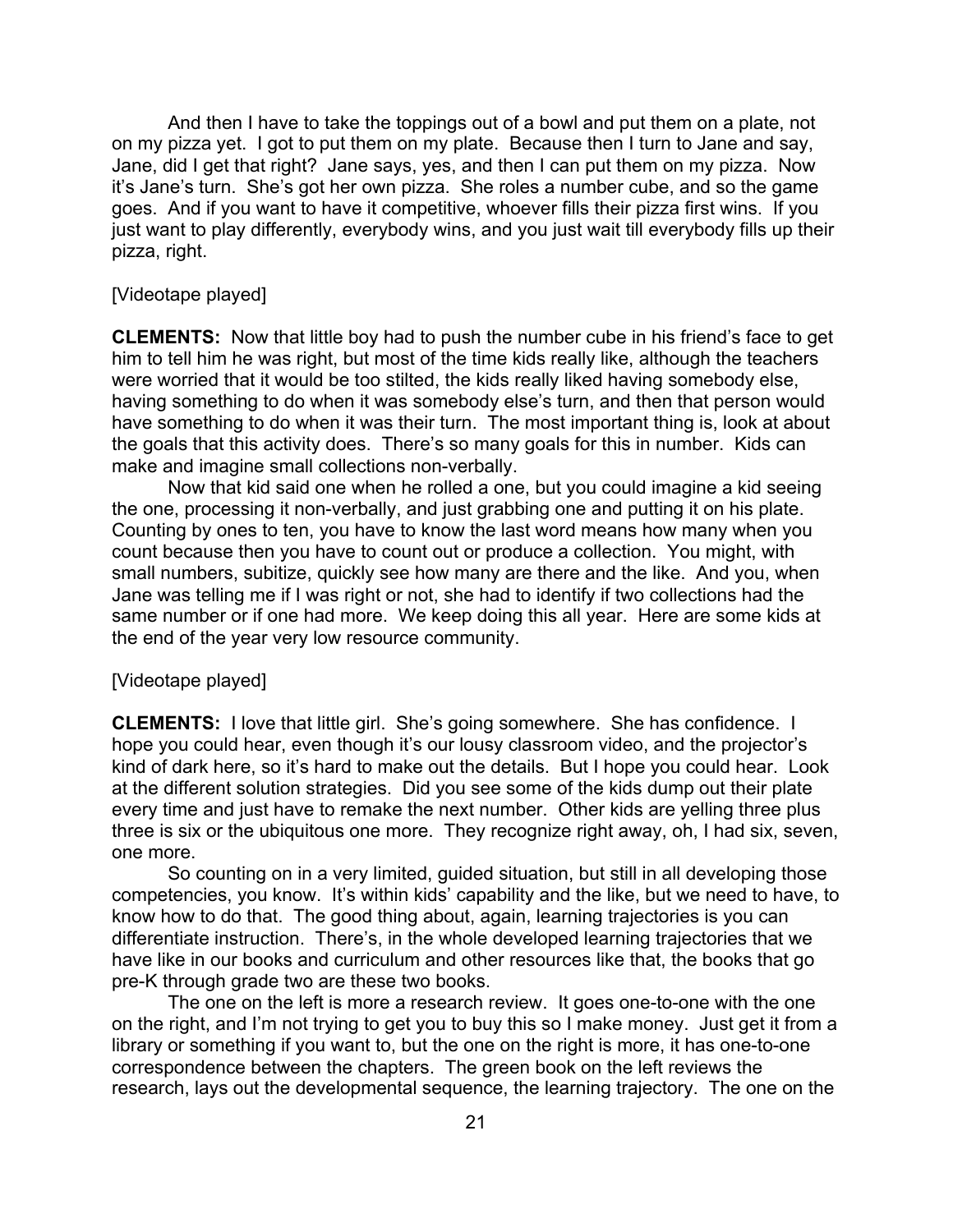And then I have to take the toppings out of a bowl and put them on a plate, not on my pizza yet. I got to put them on my plate. Because then I turn to Jane and say, Jane, did I get that right? Jane says, yes, and then I can put them on my pizza. Now it's Jane's turn. She's got her own pizza. She roles a number cube, and so the game goes. And if you want to have it competitive, whoever fills their pizza first wins. If you just want to play differently, everybody wins, and you just wait till everybody fills up their pizza, right.

[Videotape played]

**CLEMENTS:** Now that little boy had to push the number cube in his friend's face to get him to tell him he was right, but most of the time kids really like, although the teachers were worried that it would be too stilted, the kids really liked having somebody else, having something to do when it was somebody else's turn, and then that person would have something to do when it was their turn. The most important thing is, look at about the goals that this activity does. There's so many goals for this in number. Kids can make and imagine small collections non-verbally.

Now that kid said one when he rolled a one, but you could imagine a kid seeing the one, processing it non-verbally, and just grabbing one and putting it on his plate. Counting by ones to ten, you have to know the last word means how many when you count because then you have to count out or produce a collection. You might, with small numbers, subitize, quickly see how many are there and the like. And you, when Jane was telling me if I was right or not, she had to identify if two collections had the same number or if one had more. We keep doing this all year. Here are some kids at the end of the year very low resource community.

[Videotape played]

**CLEMENTS:** I love that little girl. She's going somewhere. She has confidence. I hope you could hear, even though it's our lousy classroom video, and the projector's kind of dark here, so it's hard to make out the details. But I hope you could hear. Look at the different solution strategies. Did you see some of the kids dump out their plate every time and just have to remake the next number. Other kids are yelling three plus three is six or the ubiquitous one more. They recognize right away, oh, I had six, seven, one more.

So counting on in a very limited, guided situation, but still in all developing those competencies, you know. It's within kids' capability and the like, but we need to have, to know how to do that. The good thing about, again, learning trajectories is you can differentiate instruction. There's, in the whole developed learning trajectories that we have like in our books and curriculum and other resources like that, the books that go pre-K through grade two are these two books.

The one on the left is more a research review. It goes one-to-one with the one on the right, and I'm not trying to get you to buy this so I make money. Just get it from a library or something if you want to, but the one on the right is more, it has one-to-one correspondence between the chapters. The green book on the left reviews the research, lays out the developmental sequence, the learning trajectory. The one on the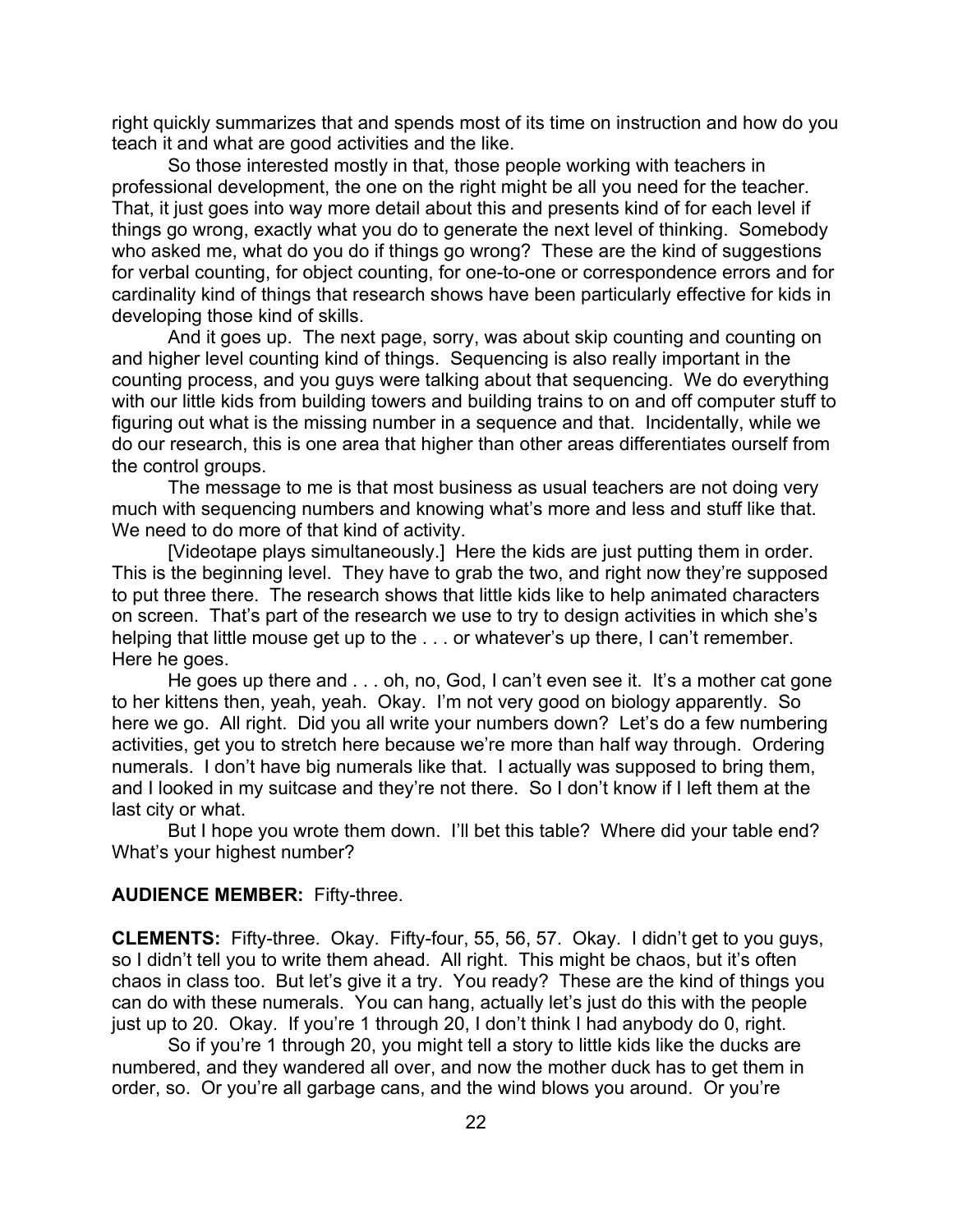right quickly summarizes that and spends most of its time on instruction and how do you teach it and what are good activities and the like.

So those interested mostly in that, those people working with teachers in professional development, the one on the right might be all you need for the teacher. That, it just goes into way more detail about this and presents kind of for each level if things go wrong, exactly what you do to generate the next level of thinking. Somebody who asked me, what do you do if things go wrong? These are the kind of suggestions for verbal counting, for object counting, for one-to-one or correspondence errors and for cardinality kind of things that research shows have been particularly effective for kids in developing those kind of skills.

And it goes up. The next page, sorry, was about skip counting and counting on and higher level counting kind of things. Sequencing is also really important in the counting process, and you guys were talking about that sequencing. We do everything with our little kids from building towers and building trains to on and off computer stuff to figuring out what is the missing number in a sequence and that. Incidentally, while we do our research, this is one area that higher than other areas differentiates ourself from the control groups.

The message to me is that most business as usual teachers are not doing very much with sequencing numbers and knowing what's more and less and stuff like that. We need to do more of that kind of activity.

[Videotape plays simultaneously.] Here the kids are just putting them in order. This is the beginning level. They have to grab the two, and right now they're supposed to put three there. The research shows that little kids like to help animated characters on screen. That's part of the research we use to try to design activities in which she's helping that little mouse get up to the . . . or whatever's up there, I can't remember. Here he goes.

He goes up there and . . . oh, no, God, I can't even see it. It's a mother cat gone to her kittens then, yeah, yeah. Okay. I'm not very good on biology apparently. So here we go. All right. Did you all write your numbers down? Let's do a few numbering activities, get you to stretch here because we're more than half way through. Ordering numerals. I don't have big numerals like that. I actually was supposed to bring them, and I looked in my suitcase and they're not there. So I don't know if I left them at the last city or what.

But I hope you wrote them down. I'll bet this table? Where did your table end? What's your highest number?

**AUDIENCE MEMBER:** Fifty-three.

**CLEMENTS:** Fifty-three. Okay. Fifty-four, 55, 56, 57. Okay. I didn't get to you guys, so I didn't tell you to write them ahead. All right. This might be chaos, but it's often chaos in class too. But let's give it a try. You ready? These are the kind of things you can do with these numerals. You can hang, actually let's just do this with the people just up to 20. Okay. If you're 1 through 20, I don't think I had anybody do 0, right.

So if you're 1 through 20, you might tell a story to little kids like the ducks are numbered, and they wandered all over, and now the mother duck has to get them in order, so. Or you're all garbage cans, and the wind blows you around. Or you're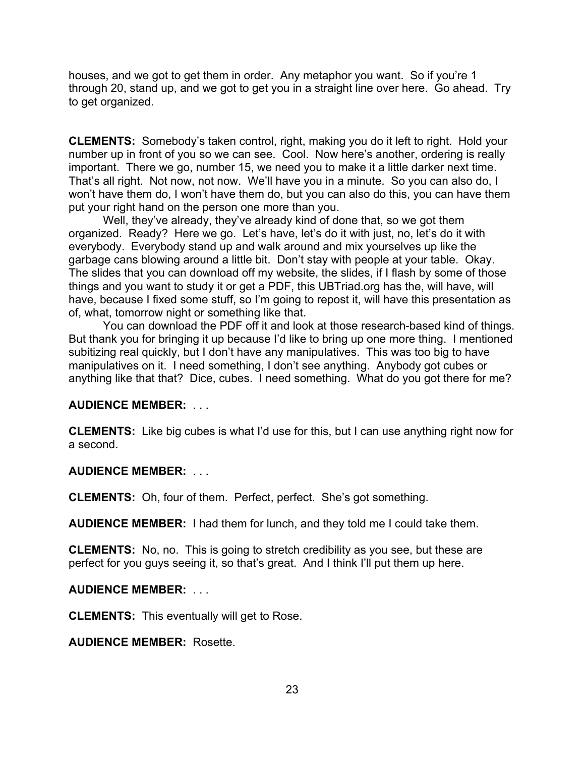houses, and we got to get them in order. Any metaphor you want. So if you're 1 through 20, stand up, and we got to get you in a straight line over here. Go ahead. Try to get organized.

**CLEMENTS:** Somebody's taken control, right, making you do it left to right. Hold your number up in front of you so we can see. Cool. Now here's another, ordering is really important. There we go, number 15, we need you to make it a little darker next time. That's all right. Not now, not now. We'll have you in a minute. So you can also do, I won't have them do, I won't have them do, but you can also do this, you can have them put your right hand on the person one more than you.

Well, they've already, they've already kind of done that, so we got them organized. Ready? Here we go. Let's have, let's do it with just, no, let's do it with everybody. Everybody stand up and walk around and mix yourselves up like the garbage cans blowing around a little bit. Don't stay with people at your table. Okay. The slides that you can download off my website, the slides, if I flash by some of those things and you want to study it or get a PDF, this UBTriad.org has the, will have, will have, because I fixed some stuff, so I'm going to repost it, will have this presentation as of, what, tomorrow night or something like that.

You can download the PDF off it and look at those research-based kind of things. But thank you for bringing it up because I'd like to bring up one more thing. I mentioned subitizing real quickly, but I don't have any manipulatives. This was too big to have manipulatives on it. I need something, I don't see anything. Anybody got cubes or anything like that that? Dice, cubes. I need something. What do you got there for me?

**AUDIENCE MEMBER:** . . .

**CLEMENTS:** Like big cubes is what I'd use for this, but I can use anything right now for a second.

**AUDIENCE MEMBER:** . . .

**CLEMENTS:** Oh, four of them. Perfect, perfect. She's got something.

**AUDIENCE MEMBER:** I had them for lunch, and they told me I could take them.

**CLEMENTS:** No, no. This is going to stretch credibility as you see, but these are perfect for you guys seeing it, so that's great. And I think I'll put them up here.

**AUDIENCE MEMBER:** . . .

**CLEMENTS:** This eventually will get to Rose.

**AUDIENCE MEMBER:** Rosette.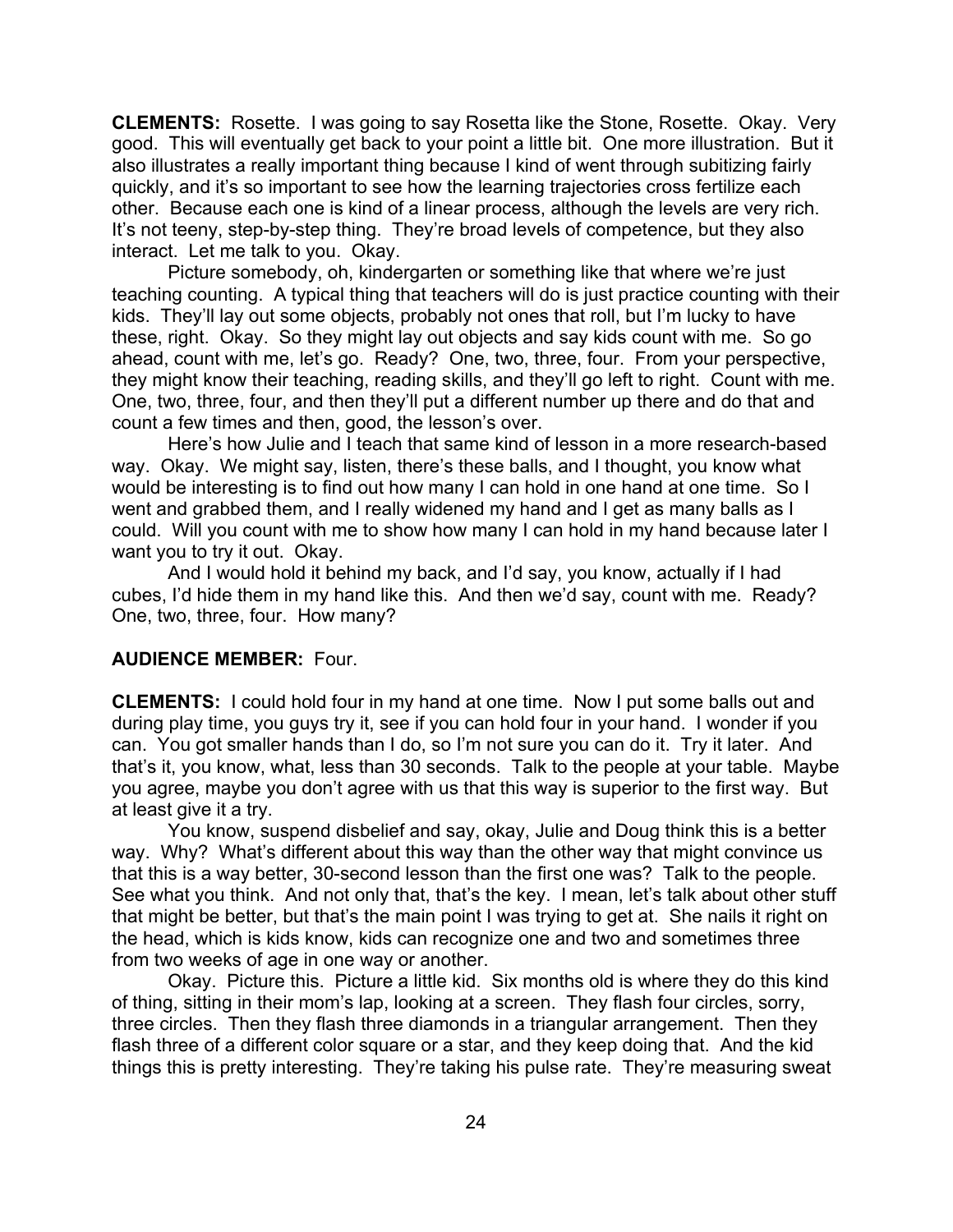**CLEMENTS:** Rosette. I was going to say Rosetta like the Stone, Rosette. Okay. Very good. This will eventually get back to your point a little bit. One more illustration. But it also illustrates a really important thing because I kind of went through subitizing fairly quickly, and it's so important to see how the learning trajectories cross fertilize each other. Because each one is kind of a linear process, although the levels are very rich. It's not teeny, step-by-step thing. They're broad levels of competence, but they also interact. Let me talk to you. Okay.

Picture somebody, oh, kindergarten or something like that where we're just teaching counting. A typical thing that teachers will do is just practice counting with their kids. They'll lay out some objects, probably not ones that roll, but I'm lucky to have these, right. Okay. So they might lay out objects and say kids count with me. So go ahead, count with me, let's go. Ready? One, two, three, four. From your perspective, they might know their teaching, reading skills, and they'll go left to right. Count with me. One, two, three, four, and then they'll put a different number up there and do that and count a few times and then, good, the lesson's over.

Here's how Julie and I teach that same kind of lesson in a more research-based way. Okay. We might say, listen, there's these balls, and I thought, you know what would be interesting is to find out how many I can hold in one hand at one time. So I went and grabbed them, and I really widened my hand and I get as many balls as I could. Will you count with me to show how many I can hold in my hand because later I want you to try it out. Okay.

And I would hold it behind my back, and I'd say, you know, actually if I had cubes, I'd hide them in my hand like this. And then we'd say, count with me. Ready? One, two, three, four. How many?

**AUDIENCE MEMBER:** Four.

**CLEMENTS:** I could hold four in my hand at one time. Now I put some balls out and during play time, you guys try it, see if you can hold four in your hand. I wonder if you can. You got smaller hands than I do, so I'm not sure you can do it. Try it later. And that's it, you know, what, less than 30 seconds. Talk to the people at your table. Maybe you agree, maybe you don't agree with us that this way is superior to the first way. But at least give it a try.

You know, suspend disbelief and say, okay, Julie and Doug think this is a better way. Why? What's different about this way than the other way that might convince us that this is a way better, 30-second lesson than the first one was? Talk to the people. See what you think. And not only that, that's the key. I mean, let's talk about other stuff that might be better, but that's the main point I was trying to get at. She nails it right on the head, which is kids know, kids can recognize one and two and sometimes three from two weeks of age in one way or another.

Okay. Picture this. Picture a little kid. Six months old is where they do this kind of thing, sitting in their mom's lap, looking at a screen. They flash four circles, sorry, three circles. Then they flash three diamonds in a triangular arrangement. Then they flash three of a different color square or a star, and they keep doing that. And the kid things this is pretty interesting. They're taking his pulse rate. They're measuring sweat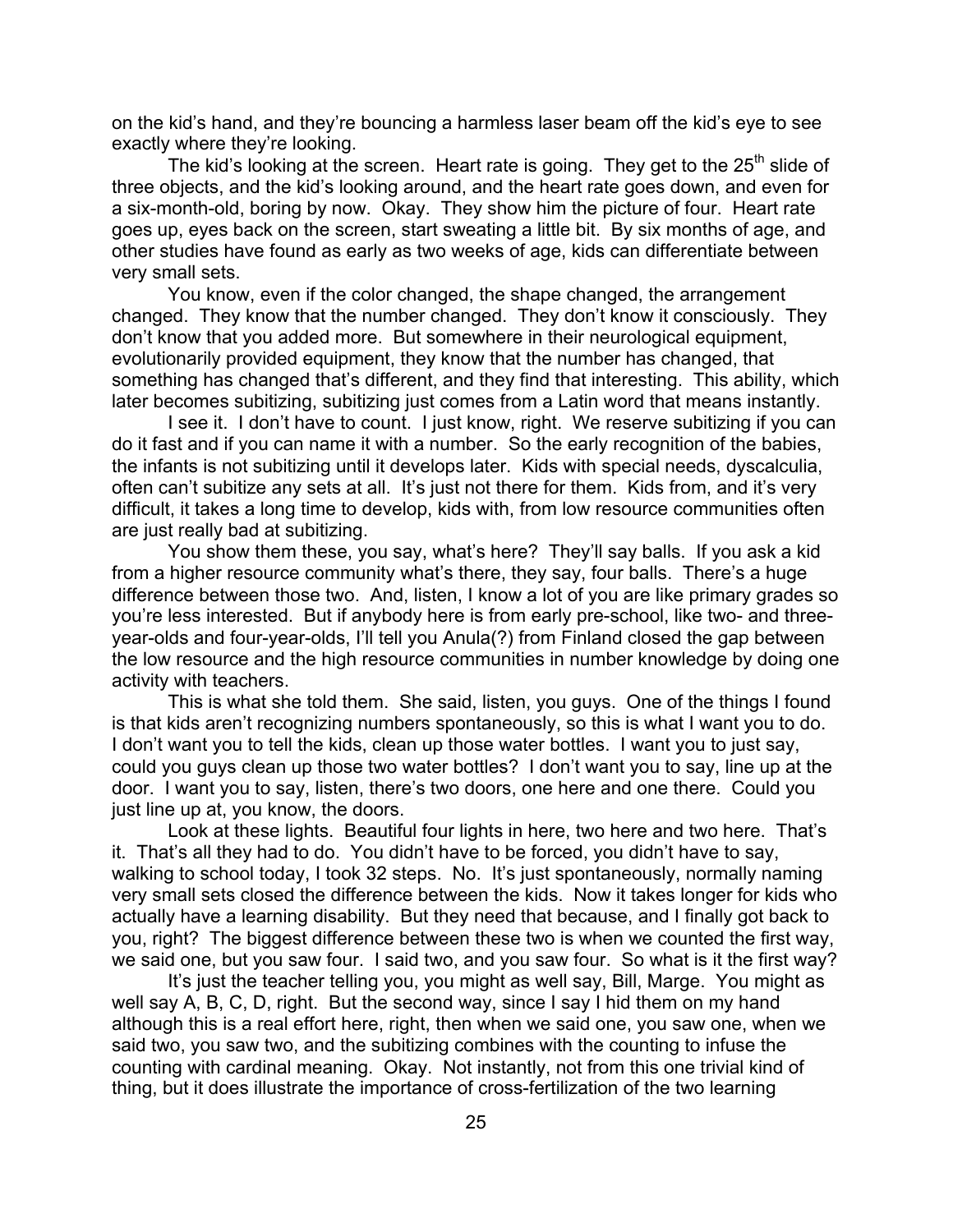on the kid's hand, and they're bouncing a harmless laser beam off the kid's eye to see exactly where they're looking.

The kid's looking at the screen. Heart rate is going. They get to the 25th slide of three objects, and the kid's looking around, and the heart rate goes down, and even for a six-month-old, boring by now. Okay. They show him the picture of four. Heart rate goes up, eyes back on the screen, start sweating a little bit. By six months of age, and other studies have found as early as two weeks of age, kids can differentiate between very small sets.

You know, even if the color changed, the shape changed, the arrangement changed. They know that the number changed. They don't know it consciously. They don't know that you added more. But somewhere in their neurological equipment, evolutionarily provided equipment, they know that the number has changed, that something has changed that's different, and they find that interesting. This ability, which later becomes subitizing, subitizing just comes from a Latin word that means instantly.

I see it. I don't have to count. I just know, right. We reserve subitizing if you can do it fast and if you can name it with a number. So the early recognition of the babies, the infants is not subitizing until it develops later. Kids with special needs, dyscalculia, often can't subitize any sets at all. It's just not there for them. Kids from, and it's very difficult, it takes a long time to develop, kids with, from low resource communities often are just really bad at subitizing.

You show them these, you say, what's here? They'll say balls. If you ask a kid from a higher resource community what's there, they say, four balls. There's a huge difference between those two. And, listen, I know a lot of you are like primary grades so you're less interested. But if anybody here is from early pre-school, like two- and three-year-olds and four-year-olds, I'll tell you Anula(?) from Finland closed the gap between the low resource and the high resource communities in number knowledge by doing one activity with teachers.

This is what she told them. She said, listen, you guys. One of the things I found is that kids aren't recognizing numbers spontaneously, so this is what I want you to do. I don't want you to tell the kids, clean up those water bottles. I want you to just say, could you guys clean up those two water bottles? I don't want you to say, line up at the door. I want you to say, listen, there's two doors, one here and one there. Could you just line up at, you know, the doors.

Look at these lights. Beautiful four lights in here, two here and two here. That's it. That's all they had to do. You didn't have to be forced, you didn't have to say, walking to school today, I took 32 steps. No. It's just spontaneously, normally naming very small sets closed the difference between the kids. Now it takes longer for kids who actually have a learning disability. But they need that because, and I finally got back to you, right? The biggest difference between these two is when we counted the first way, we said one, but you saw four. I said two, and you saw four. So what is it the first way?

It's just the teacher telling you, you might as well say, Bill, Marge. You might as well say A, B, C, D, right. But the second way, since I say I hid them on my hand although this is a real effort here, right, then when we said one, you saw one, when we said two, you saw two, and the subitizing combines with the counting to infuse the counting with cardinal meaning. Okay. Not instantly, not from this one trivial kind of thing, but it does illustrate the importance of cross-fertilization of the two learning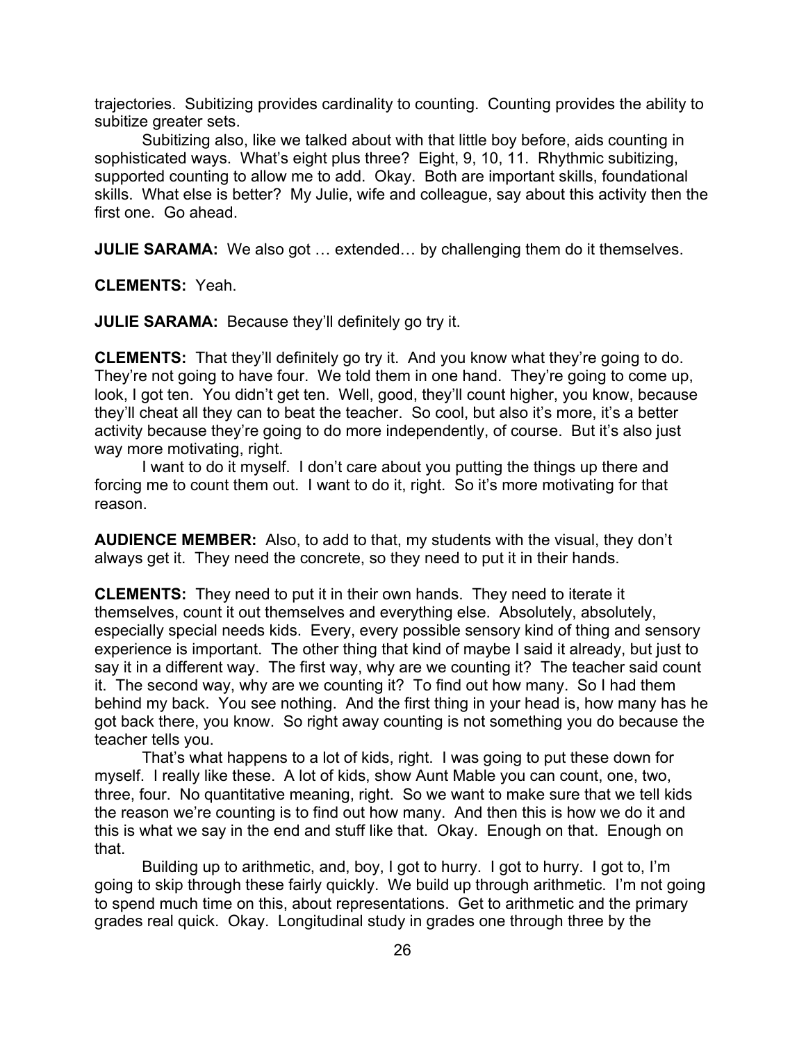trajectories. Subitizing provides cardinality to counting. Counting provides the ability to subitize greater sets.

Subitizing also, like we talked about with that little boy before, aids counting in sophisticated ways. What's eight plus three? Eight, 9, 10, 11. Rhythmic subitizing, supported counting to allow me to add. Okay. Both are important skills, foundational skills. What else is better? My Julie, wife and colleague, say about this activity then the first one. Go ahead.

**JULIE SARAMA:** We also got … extended… by challenging them do it themselves.

**CLEMENTS:** Yeah.

**JULIE SARAMA:** Because they'll definitely go try it.

**CLEMENTS:** That they'll definitely go try it. And you know what they're going to do. They're not going to have four. We told them in one hand. They're going to come up, look, I got ten. You didn't get ten. Well, good, they'll count higher, you know, because they'll cheat all they can to beat the teacher. So cool, but also it's more, it's a better activity because they're going to do more independently, of course. But it's also just way more motivating, right.

I want to do it myself. I don't care about you putting the things up there and forcing me to count them out. I want to do it, right. So it's more motivating for that reason.

**AUDIENCE MEMBER:** Also, to add to that, my students with the visual, they don't always get it. They need the concrete, so they need to put it in their hands.

**CLEMENTS:** They need to put it in their own hands. They need to iterate it themselves, count it out themselves and everything else. Absolutely, absolutely, especially special needs kids. Every, every possible sensory kind of thing and sensory experience is important. The other thing that kind of maybe I said it already, but just to say it in a different way. The first way, why are we counting it? The teacher said count it. The second way, why are we counting it? To find out how many. So I had them behind my back. You see nothing. And the first thing in your head is, how many has he got back there, you know. So right away counting is not something you do because the teacher tells you.

That's what happens to a lot of kids, right. I was going to put these down for myself. I really like these. A lot of kids, show Aunt Mable you can count, one, two, three, four. No quantitative meaning, right. So we want to make sure that we tell kids the reason we're counting is to find out how many. And then this is how we do it and this is what we say in the end and stuff like that. Okay. Enough on that. Enough on that.

Building up to arithmetic, and, boy, I got to hurry. I got to hurry. I got to, I'm going to skip through these fairly quickly. We build up through arithmetic. I'm not going to spend much time on this, about representations. Get to arithmetic and the primary grades real quick. Okay. Longitudinal study in grades one through three by the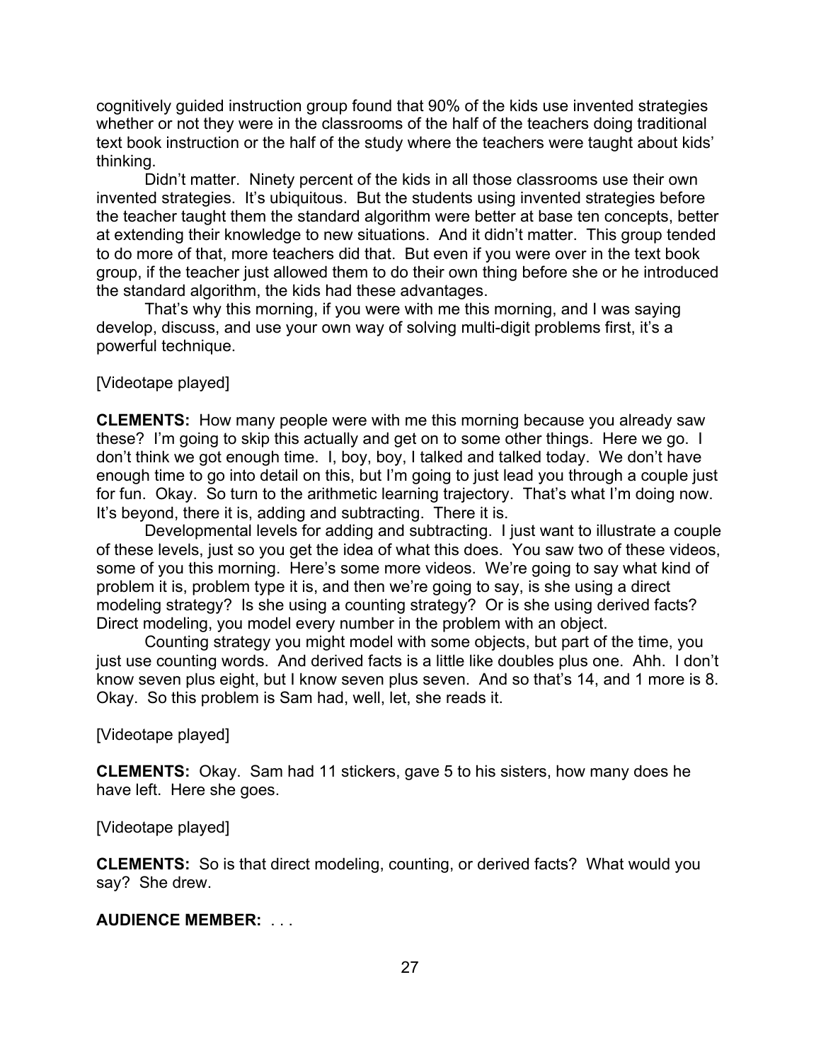cognitively guided instruction group found that 90% of the kids use invented strategies whether or not they were in the classrooms of the half of the teachers doing traditional text book instruction or the half of the study where the teachers were taught about kids' thinking.

Didn't matter. Ninety percent of the kids in all those classrooms use their own invented strategies. It's ubiquitous. But the students using invented strategies before the teacher taught them the standard algorithm were better at base ten concepts, better at extending their knowledge to new situations. And it didn't matter. This group tended to do more of that, more teachers did that. But even if you were over in the text book group, if the teacher just allowed them to do their own thing before she or he introduced the standard algorithm, the kids had these advantages.

That's why this morning, if you were with me this morning, and I was saying develop, discuss, and use your own way of solving multi-digit problems first, it's a powerful technique.

[Videotape played]

**CLEMENTS:** How many people were with me this morning because you already saw these? I'm going to skip this actually and get on to some other things. Here we go. I don't think we got enough time. I, boy, boy, I talked and talked today. We don't have enough time to go into detail on this, but I'm going to just lead you through a couple just for fun. Okay. So turn to the arithmetic learning trajectory. That's what I'm doing now. It's beyond, there it is, adding and subtracting. There it is.

Developmental levels for adding and subtracting. I just want to illustrate a couple of these levels, just so you get the idea of what this does. You saw two of these videos, some of you this morning. Here's some more videos. We're going to say what kind of problem it is, problem type it is, and then we're going to say, is she using a direct modeling strategy? Is she using a counting strategy? Or is she using derived facts? Direct modeling, you model every number in the problem with an object.

Counting strategy you might model with some objects, but part of the time, you just use counting words. And derived facts is a little like doubles plus one. Ahh. I don't know seven plus eight, but I know seven plus seven. And so that's 14, and 1 more is 8. Okay. So this problem is Sam had, well, let, she reads it.

[Videotape played]

**CLEMENTS:** Okay. Sam had 11 stickers, gave 5 to his sisters, how many does he have left. Here she goes.

[Videotape played]

**CLEMENTS:** So is that direct modeling, counting, or derived facts? What would you say? She drew.

**AUDIENCE MEMBER:** . . .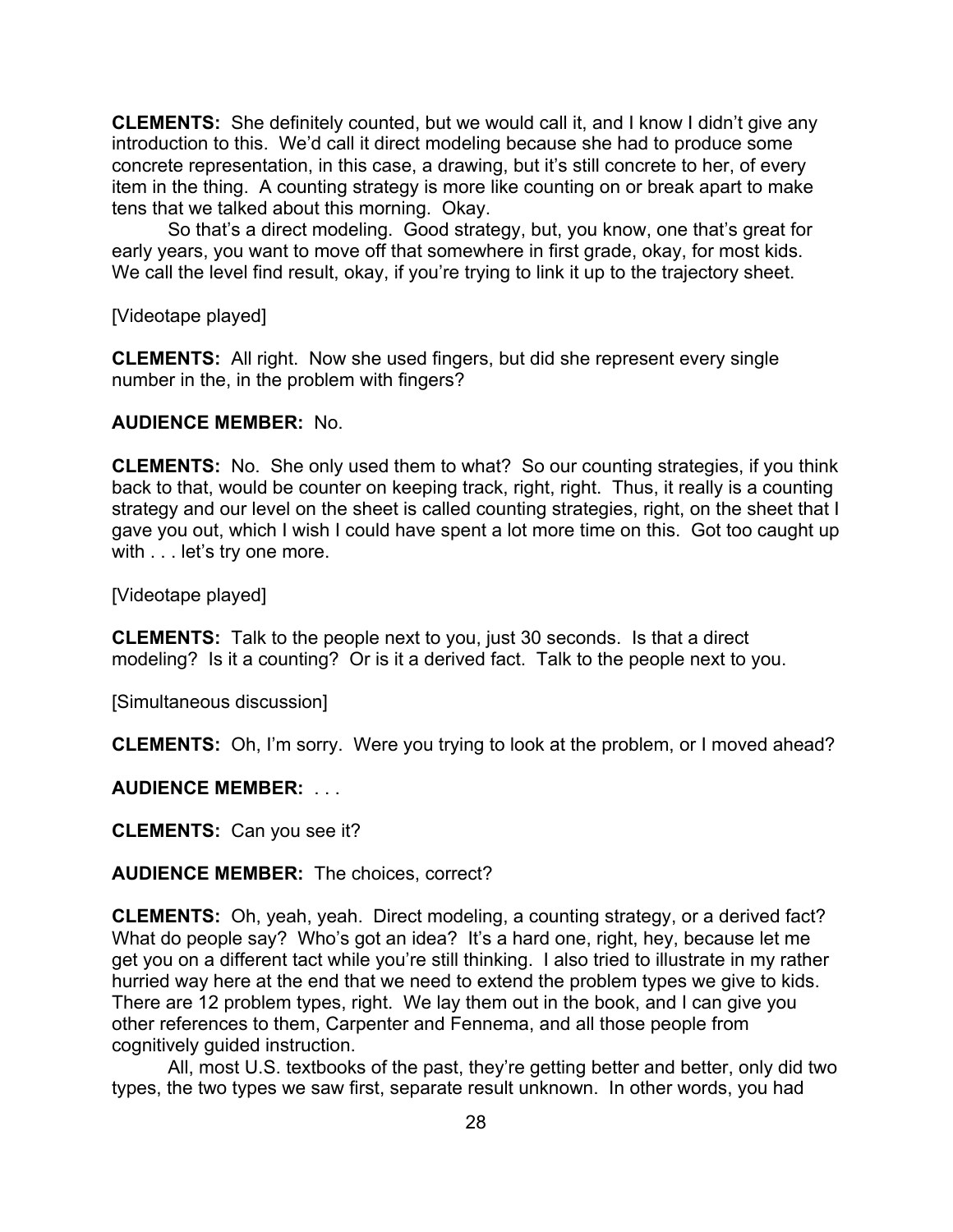**CLEMENTS:** She definitely counted, but we would call it, and I know I didn't give any introduction to this. We'd call it direct modeling because she had to produce some concrete representation, in this case, a drawing, but it's still concrete to her, of every item in the thing. A counting strategy is more like counting on or break apart to make tens that we talked about this morning. Okay.

So that's a direct modeling. Good strategy, but, you know, one that's great for early years, you want to move off that somewhere in first grade, okay, for most kids. We call the level find result, okay, if you're trying to link it up to the trajectory sheet.

[Videotape played]

**CLEMENTS:** All right. Now she used fingers, but did she represent every single number in the, in the problem with fingers?

**AUDIENCE MEMBER:** No.

**CLEMENTS:** No. She only used them to what? So our counting strategies, if you think back to that, would be counter on keeping track, right, right. Thus, it really is a counting strategy and our level on the sheet is called counting strategies, right, on the sheet that I gave you out, which I wish I could have spent a lot more time on this. Got too caught up with . . . let's try one more.

[Videotape played]

**CLEMENTS:** Talk to the people next to you, just 30 seconds. Is that a direct modeling? Is it a counting? Or is it a derived fact. Talk to the people next to you.

[Simultaneous discussion]

**CLEMENTS:** Oh, I'm sorry. Were you trying to look at the problem, or I moved ahead?

**AUDIENCE MEMBER:** . . .

**CLEMENTS:** Can you see it?

**AUDIENCE MEMBER:** The choices, correct?

**CLEMENTS:** Oh, yeah, yeah. Direct modeling, a counting strategy, or a derived fact? What do people say? Who's got an idea? It's a hard one, right, hey, because let me get you on a different tact while you're still thinking. I also tried to illustrate in my rather hurried way here at the end that we need to extend the problem types we give to kids. There are 12 problem types, right. We lay them out in the book, and I can give you other references to them, Carpenter and Fennema, and all those people from cognitively guided instruction.

All, most U.S. textbooks of the past, they're getting better and better, only did two types, the two types we saw first, separate result unknown. In other words, you had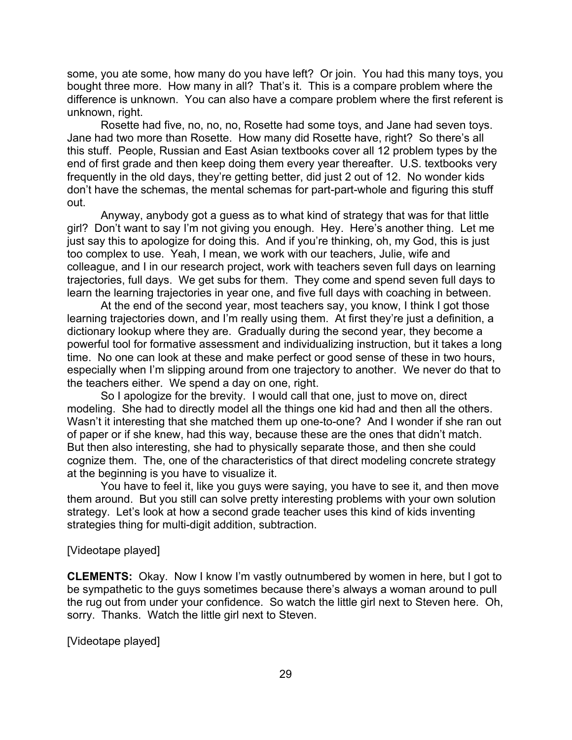some, you ate some, how many do you have left? Or join. You had this many toys, you bought three more. How many in all? That's it. This is a compare problem where the difference is unknown. You can also have a compare problem where the first referent is unknown, right.

Rosette had five, no, no, no, Rosette had some toys, and Jane had seven toys. Jane had two more than Rosette. How many did Rosette have, right? So there's all this stuff. People, Russian and East Asian textbooks cover all 12 problem types by the end of first grade and then keep doing them every year thereafter. U.S. textbooks very frequently in the old days, they're getting better, did just 2 out of 12. No wonder kids don't have the schemas, the mental schemas for part-part-whole and figuring this stuff out.

Anyway, anybody got a guess as to what kind of strategy that was for that little girl? Don't want to say I'm not giving you enough. Hey. Here's another thing. Let me just say this to apologize for doing this. And if you're thinking, oh, my God, this is just too complex to use. Yeah, I mean, we work with our teachers, Julie, wife and colleague, and I in our research project, work with teachers seven full days on learning trajectories, full days. We get subs for them. They come and spend seven full days to learn the learning trajectories in year one, and five full days with coaching in between.

At the end of the second year, most teachers say, you know, I think I got those learning trajectories down, and I'm really using them. At first they're just a definition, a dictionary lookup where they are. Gradually during the second year, they become a powerful tool for formative assessment and individualizing instruction, but it takes a long time. No one can look at these and make perfect or good sense of these in two hours, especially when I'm slipping around from one trajectory to another. We never do that to the teachers either. We spend a day on one, right.

So I apologize for the brevity. I would call that one, just to move on, direct modeling. She had to directly model all the things one kid had and then all the others. Wasn't it interesting that she matched them up one-to-one? And I wonder if she ran out of paper or if she knew, had this way, because these are the ones that didn't match. But then also interesting, she had to physically separate those, and then she could cognize them. The, one of the characteristics of that direct modeling concrete strategy at the beginning is you have to visualize it.

You have to feel it, like you guys were saying, you have to see it, and then move them around. But you still can solve pretty interesting problems with your own solution strategy. Let's look at how a second grade teacher uses this kind of kids inventing strategies thing for multi-digit addition, subtraction.

[Videotape played]

**CLEMENTS:** Okay. Now I know I'm vastly outnumbered by women in here, but I got to be sympathetic to the guys sometimes because there's always a woman around to pull the rug out from under your confidence. So watch the little girl next to Steven here. Oh, sorry. Thanks. Watch the little girl next to Steven.

[Videotape played]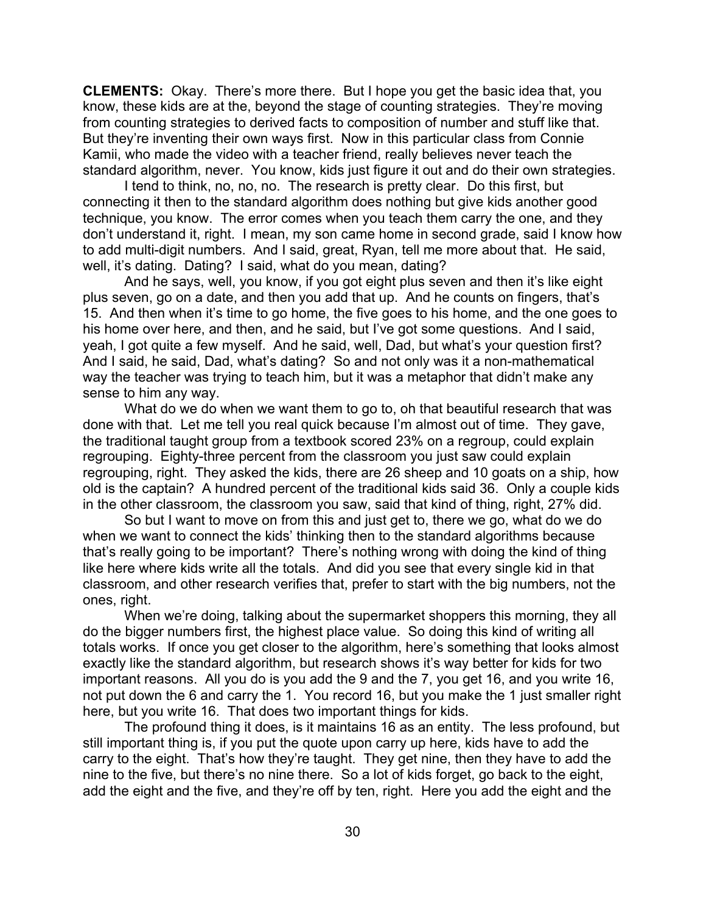**CLEMENTS:** Okay. There's more there. But I hope you get the basic idea that, you know, these kids are at the, beyond the stage of counting strategies. They're moving from counting strategies to derived facts to composition of number and stuff like that. But they're inventing their own ways first. Now in this particular class from Connie Kamii, who made the video with a teacher friend, really believes never teach the standard algorithm, never. You know, kids just figure it out and do their own strategies.

I tend to think, no, no, no. The research is pretty clear. Do this first, but connecting it then to the standard algorithm does nothing but give kids another good technique, you know. The error comes when you teach them carry the one, and they don't understand it, right. I mean, my son came home in second grade, said I know how to add multi-digit numbers. And I said, great, Ryan, tell me more about that. He said, well, it's dating. Dating? I said, what do you mean, dating?

And he says, well, you know, if you got eight plus seven and then it's like eight plus seven, go on a date, and then you add that up. And he counts on fingers, that's 15. And then when it's time to go home, the five goes to his home, and the one goes to his home over here, and then, and he said, but I've got some questions. And I said, yeah, I got quite a few myself. And he said, well, Dad, but what's your question first? And I said, he said, Dad, what's dating? So and not only was it a non-mathematical way the teacher was trying to teach him, but it was a metaphor that didn't make any sense to him any way.

What do we do when we want them to go to, oh that beautiful research that was done with that. Let me tell you real quick because I'm almost out of time. They gave, the traditional taught group from a textbook scored 23% on a regroup, could explain regrouping. Eighty-three percent from the classroom you just saw could explain regrouping, right. They asked the kids, there are 26 sheep and 10 goats on a ship, how old is the captain? A hundred percent of the traditional kids said 36. Only a couple kids in the other classroom, the classroom you saw, said that kind of thing, right, 27% did.

So but I want to move on from this and just get to, there we go, what do we do when we want to connect the kids' thinking then to the standard algorithms because that's really going to be important? There's nothing wrong with doing the kind of thing like here where kids write all the totals. And did you see that every single kid in that classroom, and other research verifies that, prefer to start with the big numbers, not the ones, right.

When we're doing, talking about the supermarket shoppers this morning, they all do the bigger numbers first, the highest place value. So doing this kind of writing all totals works. If once you get closer to the algorithm, here's something that looks almost exactly like the standard algorithm, but research shows it's way better for kids for two important reasons. All you do is you add the 9 and the 7, you get 16, and you write 16, not put down the 6 and carry the 1. You record 16, but you make the 1 just smaller right here, but you write 16. That does two important things for kids.

The profound thing it does, is it maintains 16 as an entity. The less profound, but still important thing is, if you put the quote upon carry up here, kids have to add the carry to the eight. That's how they're taught. They get nine, then they have to add the nine to the five, but there's no nine there. So a lot of kids forget, go back to the eight, add the eight and the five, and they're off by ten, right. Here you add the eight and the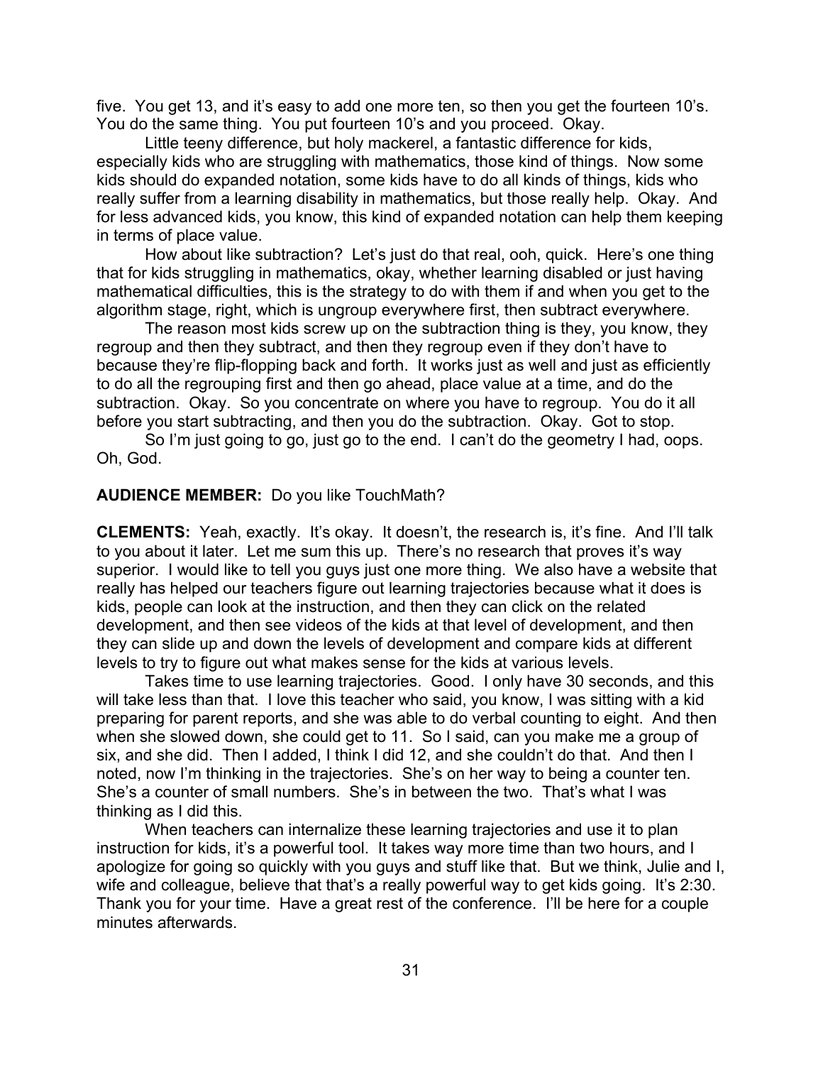five. You get 13, and it's easy to add one more ten, so then you get the fourteen 10's. You do the same thing. You put fourteen 10's and you proceed. Okay.

Little teeny difference, but holy mackerel, a fantastic difference for kids, especially kids who are struggling with mathematics, those kind of things. Now some kids should do expanded notation, some kids have to do all kinds of things, kids who really suffer from a learning disability in mathematics, but those really help. Okay. And for less advanced kids, you know, this kind of expanded notation can help them keeping in terms of place value.

How about like subtraction? Let's just do that real, ooh, quick. Here's one thing that for kids struggling in mathematics, okay, whether learning disabled or just having mathematical difficulties, this is the strategy to do with them if and when you get to the algorithm stage, right, which is ungroup everywhere first, then subtract everywhere.

The reason most kids screw up on the subtraction thing is they, you know, they regroup and then they subtract, and then they regroup even if they don't have to because they're flip-flopping back and forth. It works just as well and just as efficiently to do all the regrouping first and then go ahead, place value at a time, and do the subtraction. Okay. So you concentrate on where you have to regroup. You do it all before you start subtracting, and then you do the subtraction. Okay. Got to stop.

So I'm just going to go, just go to the end. I can't do the geometry I had, oops. Oh, God.

**AUDIENCE MEMBER:** Do you like TouchMath?

**CLEMENTS:** Yeah, exactly. It's okay. It doesn't, the research is, it's fine. And I'll talk to you about it later. Let me sum this up. There's no research that proves it's way superior. I would like to tell you guys just one more thing. We also have a website that really has helped our teachers figure out learning trajectories because what it does is kids, people can look at the instruction, and then they can click on the related development, and then see videos of the kids at that level of development, and then they can slide up and down the levels of development and compare kids at different levels to try to figure out what makes sense for the kids at various levels.

Takes time to use learning trajectories. Good. I only have 30 seconds, and this will take less than that. I love this teacher who said, you know, I was sitting with a kid preparing for parent reports, and she was able to do verbal counting to eight. And then when she slowed down, she could get to 11. So I said, can you make me a group of six, and she did. Then I added, I think I did 12, and she couldn't do that. And then I noted, now I'm thinking in the trajectories. She's on her way to being a counter ten. She's a counter of small numbers. She's in between the two. That's what I was thinking as I did this.

When teachers can internalize these learning trajectories and use it to plan instruction for kids, it's a powerful tool. It takes way more time than two hours, and I apologize for going so quickly with you guys and stuff like that. But we think, Julie and I, wife and colleague, believe that that's a really powerful way to get kids going. It's 2:30. Thank you for your time. Have a great rest of the conference. I'll be here for a couple minutes afterwards.